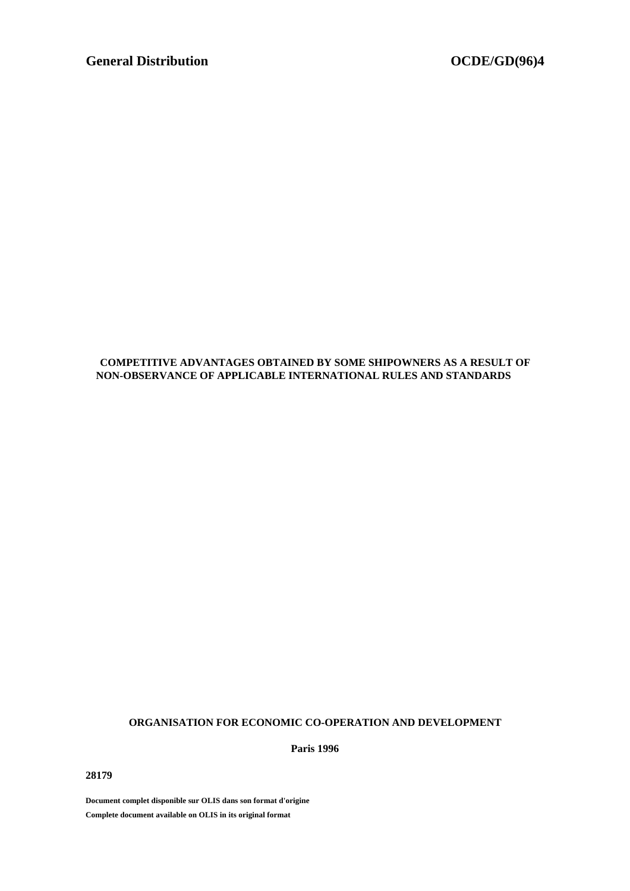**General Distribution** **OCDE/GD(96)4**

# COMPETITIVE ADVANTAGES OBTAINED BY SOME SHIPOWNERS AS A RESULT OF NON-OBSERVANCE OF APPLICABLE INTERNATIONAL RULES AND STANDARDS

**ORGANISATION FOR ECONOMIC CO-OPERATION AND DEVELOPMENT**

**Paris 1996**

**28179**

**Document complet disponible sur OLIS dans son format d'origine**

**Complete document available on OLIS in its original format**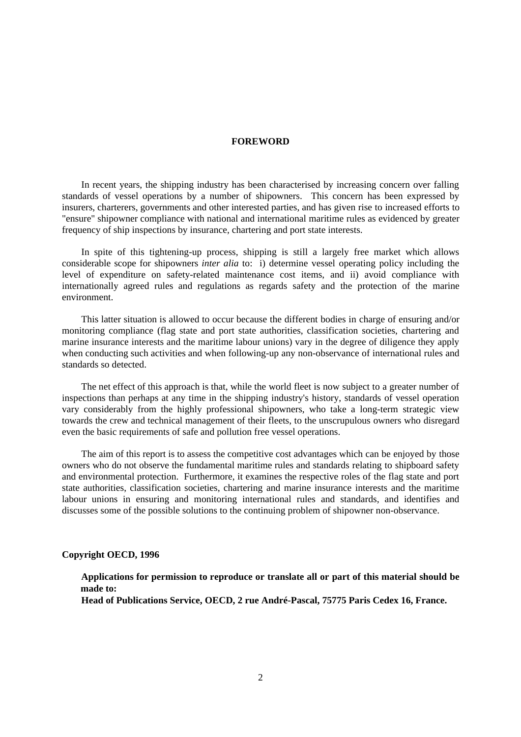## FOREWORD

In recent years, the shipping industry has been characterised by increasing concern over falling standards of vessel operations by a number of shipowners. This concern has been expressed by insurers, charterers, governments and other interested parties, and has given rise to increased efforts to "ensure" shipowner compliance with national and international maritime rules as evidenced by greater frequency of ship inspections by insurance, chartering and port state interests.

In spite of this tightening-up process, shipping is still a largely free market which allows considerable scope for shipowners *inter alia* to: i) determine vessel operating policy including the level of expenditure on safety-related maintenance cost items, and ii) avoid compliance with internationally agreed rules and regulations as regards safety and the protection of the marine environment.

This latter situation is allowed to occur because the different bodies in charge of ensuring and/or monitoring compliance (flag state and port state authorities, classification societies, chartering and marine insurance interests and the maritime labour unions) vary in the degree of diligence they apply when conducting such activities and when following-up any non-observance of international rules and standards so detected.

The net effect of this approach is that, while the world fleet is now subject to a greater number of inspections than perhaps at any time in the shipping industry's history, standards of vessel operation vary considerably from the highly professional shipowners, who take a long-term strategic view towards the crew and technical management of their fleets, to the unscrupulous owners who disregard even the basic requirements of safe and pollution free vessel operations.

The aim of this report is to assess the competitive cost advantages which can be enjoyed by those owners who do not observe the fundamental maritime rules and standards relating to shipboard safety and environmental protection. Furthermore, it examines the respective roles of the flag state and port state authorities, classification societies, chartering and marine insurance interests and the maritime labour unions in ensuring and monitoring international rules and standards, and identifies and discusses some of the possible solutions to the continuing problem of shipowner non-observance.

**Copyright OECD, 1996**

**Applications for permission to reproduce or translate all or part of this material should be made to:**
**Head of Publications Service, OECD, 2 rue André-Pascal, 75775 Paris Cedex 16, France.**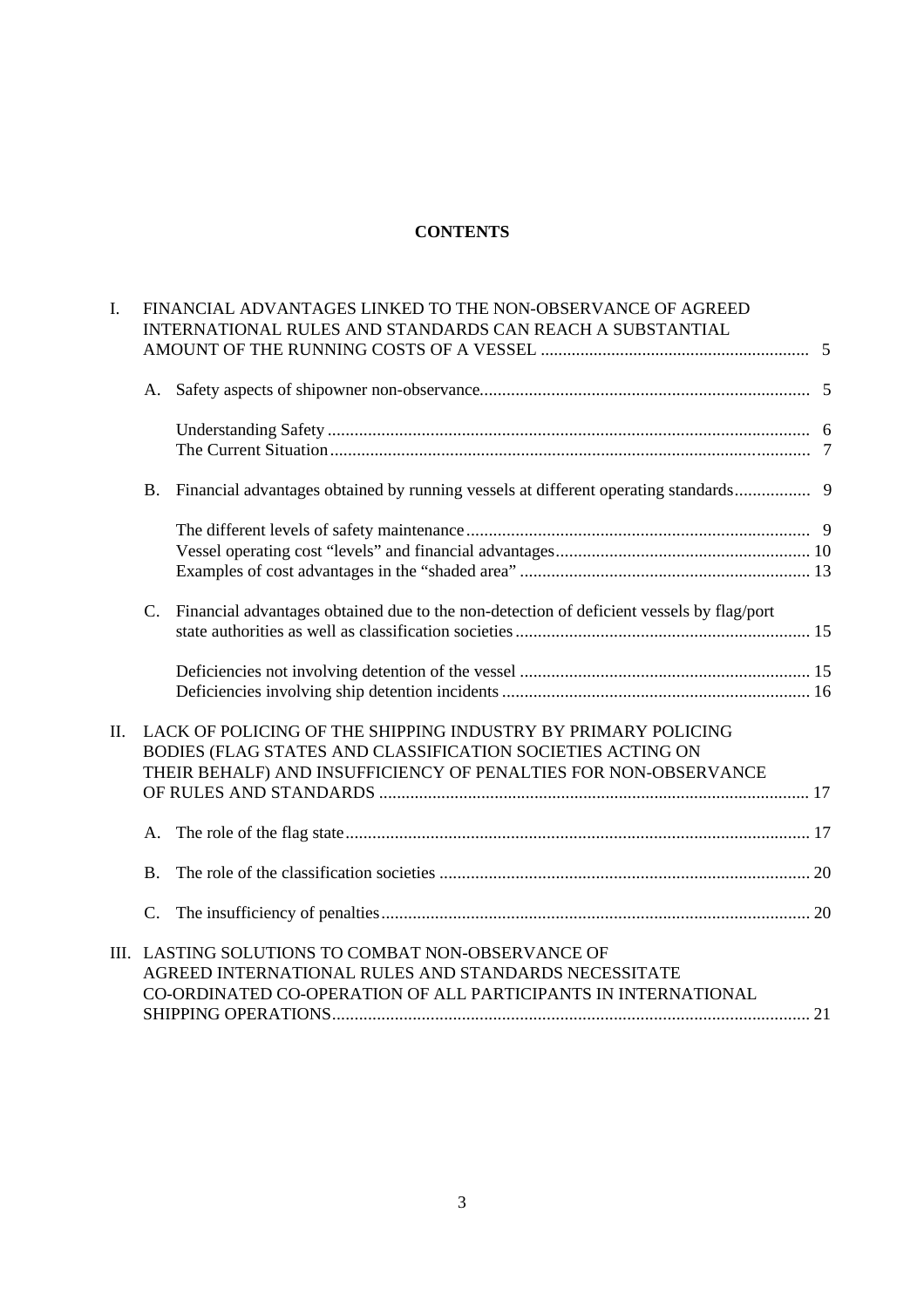# CONTENTS

I. FINANCIAL ADVANTAGES LINKED TO THE NON-OBSERVANCE OF AGREED INTERNATIONAL RULES AND STANDARDS CAN REACH A SUBSTANTIAL AMOUNT OF THE RUNNING COSTS OF A VESSEL ............ 5

- A. Safety aspects of shipowner non-observance............ 5
  - Understanding Safety ............ 6
  - The Current Situation ............ 7
- B. Financial advantages obtained by running vessels at different operating standards............ 9
  - The different levels of safety maintenance ............ 9
  - Vessel operating cost “levels” and financial advantages............ 10
  - Examples of cost advantages in the “shaded area” ............ 13
- C. Financial advantages obtained due to the non-detection of deficient vessels by flag/port state authorities as well as classification societies ............ 15
  - Deficiencies not involving detention of the vessel ............ 15
  - Deficiencies involving ship detention incidents ............ 16

II. LACK OF POLICING OF THE SHIPPING INDUSTRY BY PRIMARY POLICING BODIES (FLAG STATES AND CLASSIFICATION SOCIETIES ACTING ON THEIR BEHALF) AND INSUFFICIENCY OF PENALTIES FOR NON-OBSERVANCE OF RULES AND STANDARDS ............ 17

- A. The role of the flag state............ 17
- B. The role of the classification societies ............ 20
- C. The insufficiency of penalties............ 20

III. LASTING SOLUTIONS TO COMBAT NON-OBSERVANCE OF AGREED INTERNATIONAL RULES AND STANDARDS NECESSITATE CO-ORDINATED CO-OPERATION OF ALL PARTICIPANTS IN INTERNATIONAL SHIPPING OPERATIONS............ 21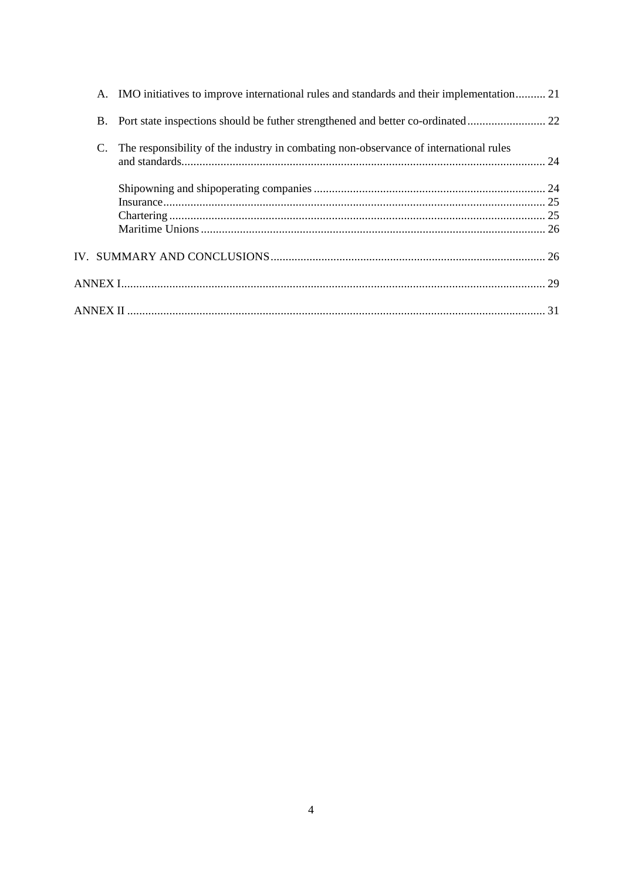A. IMO initiatives to improve international rules and standards and their implementation .......... 21

B. Port state inspections should be futher strengthened and better co-ordinated .......................... 22

C. The responsibility of the industry in combating non-observance of international rules and standards......................................................................................................................... 24

Shipowning and shipoperating companies ............................................................................ 24
Insurance................................................................................................................................ 25
Chartering ............................................................................................................................. 25
Maritime Unions ................................................................................................................... 26

IV. SUMMARY AND CONCLUSIONS........................................................................................... 26

ANNEX I............................................................................................................................................ 29

ANNEX II .......................................................................................................................................... 31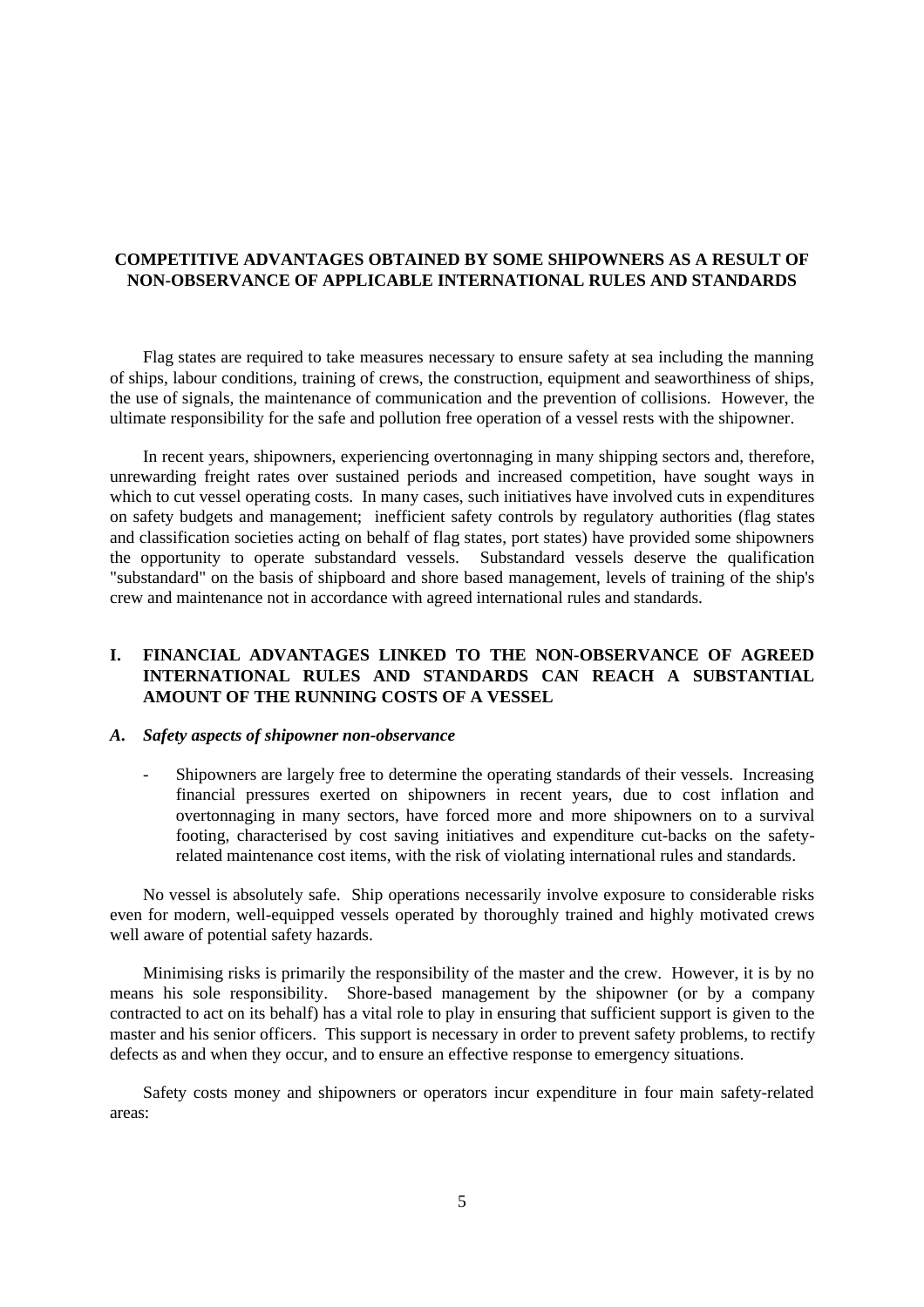# COMPETITIVE ADVANTAGES OBTAINED BY SOME SHIPOWNERS AS A RESULT OF NON-OBSERVANCE OF APPLICABLE INTERNATIONAL RULES AND STANDARDS

Flag states are required to take measures necessary to ensure safety at sea including the manning of ships, labour conditions, training of crews, the construction, equipment and seaworthiness of ships, the use of signals, the maintenance of communication and the prevention of collisions. However, the ultimate responsibility for the safe and pollution free operation of a vessel rests with the shipowner.

In recent years, shipowners, experiencing overtonnaging in many shipping sectors and, therefore, unrewarding freight rates over sustained periods and increased competition, have sought ways in which to cut vessel operating costs. In many cases, such initiatives have involved cuts in expenditures on safety budgets and management; inefficient safety controls by regulatory authorities (flag states and classification societies acting on behalf of flag states, port states) have provided some shipowners the opportunity to operate substandard vessels. Substandard vessels deserve the qualification "substandard" on the basis of shipboard and shore based management, levels of training of the ship's crew and maintenance not in accordance with agreed international rules and standards.

## I. FINANCIAL ADVANTAGES LINKED TO THE NON-OBSERVANCE OF AGREED INTERNATIONAL RULES AND STANDARDS CAN REACH A SUBSTANTIAL AMOUNT OF THE RUNNING COSTS OF A VESSEL

### *A. Safety aspects of shipowner non-observance*

- Shipowners are largely free to determine the operating standards of their vessels. Increasing financial pressures exerted on shipowners in recent years, due to cost inflation and overtonnaging in many sectors, have forced more and more shipowners on to a survival footing, characterised by cost saving initiatives and expenditure cut-backs on the safety-related maintenance cost items, with the risk of violating international rules and standards.

No vessel is absolutely safe. Ship operations necessarily involve exposure to considerable risks even for modern, well-equipped vessels operated by thoroughly trained and highly motivated crews well aware of potential safety hazards.

Minimising risks is primarily the responsibility of the master and the crew. However, it is by no means his sole responsibility. Shore-based management by the shipowner (or by a company contracted to act on its behalf) has a vital role to play in ensuring that sufficient support is given to the master and his senior officers. This support is necessary in order to prevent safety problems, to rectify defects as and when they occur, and to ensure an effective response to emergency situations.

Safety costs money and shipowners or operators incur expenditure in four main safety-related areas: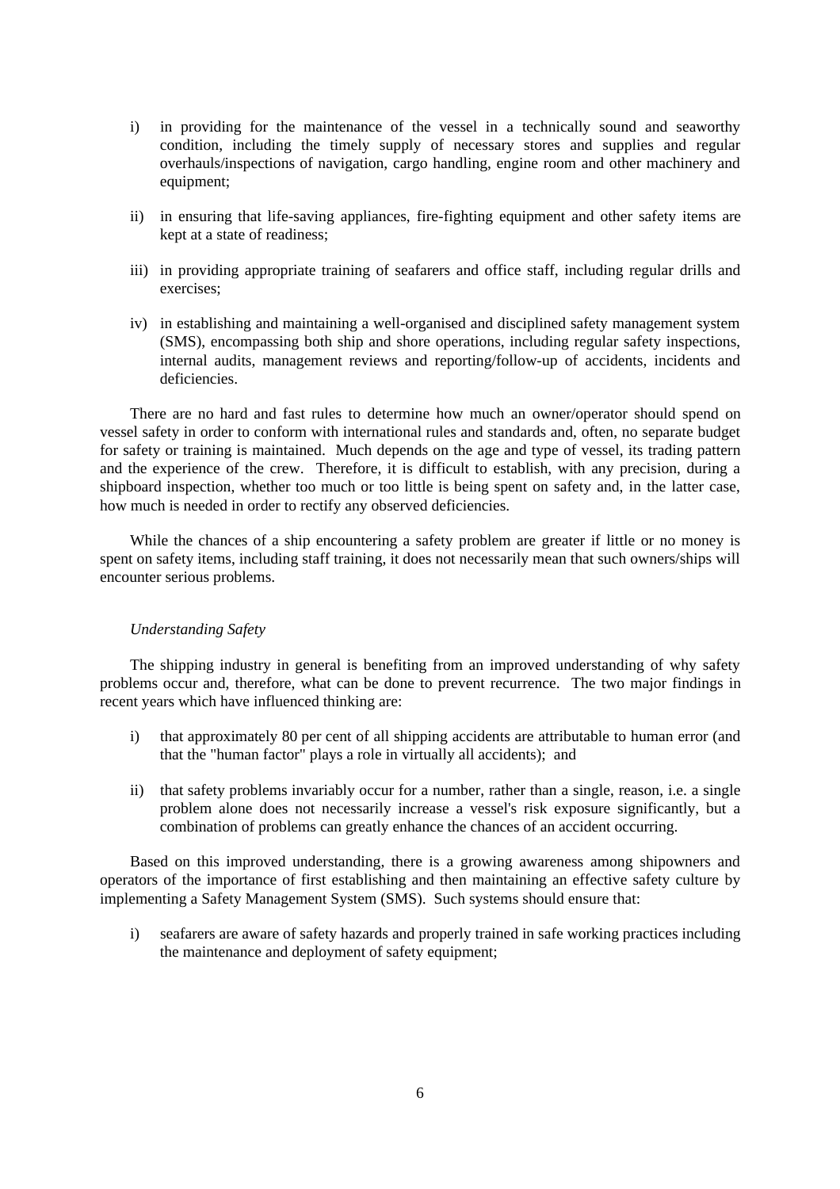i) in providing for the maintenance of the vessel in a technically sound and seaworthy condition, including the timely supply of necessary stores and supplies and regular overhauls/inspections of navigation, cargo handling, engine room and other machinery and equipment;

ii) in ensuring that life-saving appliances, fire-fighting equipment and other safety items are kept at a state of readiness;

iii) in providing appropriate training of seafarers and office staff, including regular drills and exercises;

iv) in establishing and maintaining a well-organised and disciplined safety management system (SMS), encompassing both ship and shore operations, including regular safety inspections, internal audits, management reviews and reporting/follow-up of accidents, incidents and deficiencies.

There are no hard and fast rules to determine how much an owner/operator should spend on vessel safety in order to conform with international rules and standards and, often, no separate budget for safety or training is maintained. Much depends on the age and type of vessel, its trading pattern and the experience of the crew. Therefore, it is difficult to establish, with any precision, during a shipboard inspection, whether too much or too little is being spent on safety and, in the latter case, how much is needed in order to rectify any observed deficiencies.

While the chances of a ship encountering a safety problem are greater if little or no money is spent on safety items, including staff training, it does not necessarily mean that such owners/ships will encounter serious problems.

*Understanding Safety*

The shipping industry in general is benefiting from an improved understanding of why safety problems occur and, therefore, what can be done to prevent recurrence. The two major findings in recent years which have influenced thinking are:

i) that approximately 80 per cent of all shipping accidents are attributable to human error (and that the "human factor" plays a role in virtually all accidents); and

ii) that safety problems invariably occur for a number, rather than a single, reason, i.e. a single problem alone does not necessarily increase a vessel's risk exposure significantly, but a combination of problems can greatly enhance the chances of an accident occurring.

Based on this improved understanding, there is a growing awareness among shipowners and operators of the importance of first establishing and then maintaining an effective safety culture by implementing a Safety Management System (SMS). Such systems should ensure that:

i) seafarers are aware of safety hazards and properly trained in safe working practices including the maintenance and deployment of safety equipment;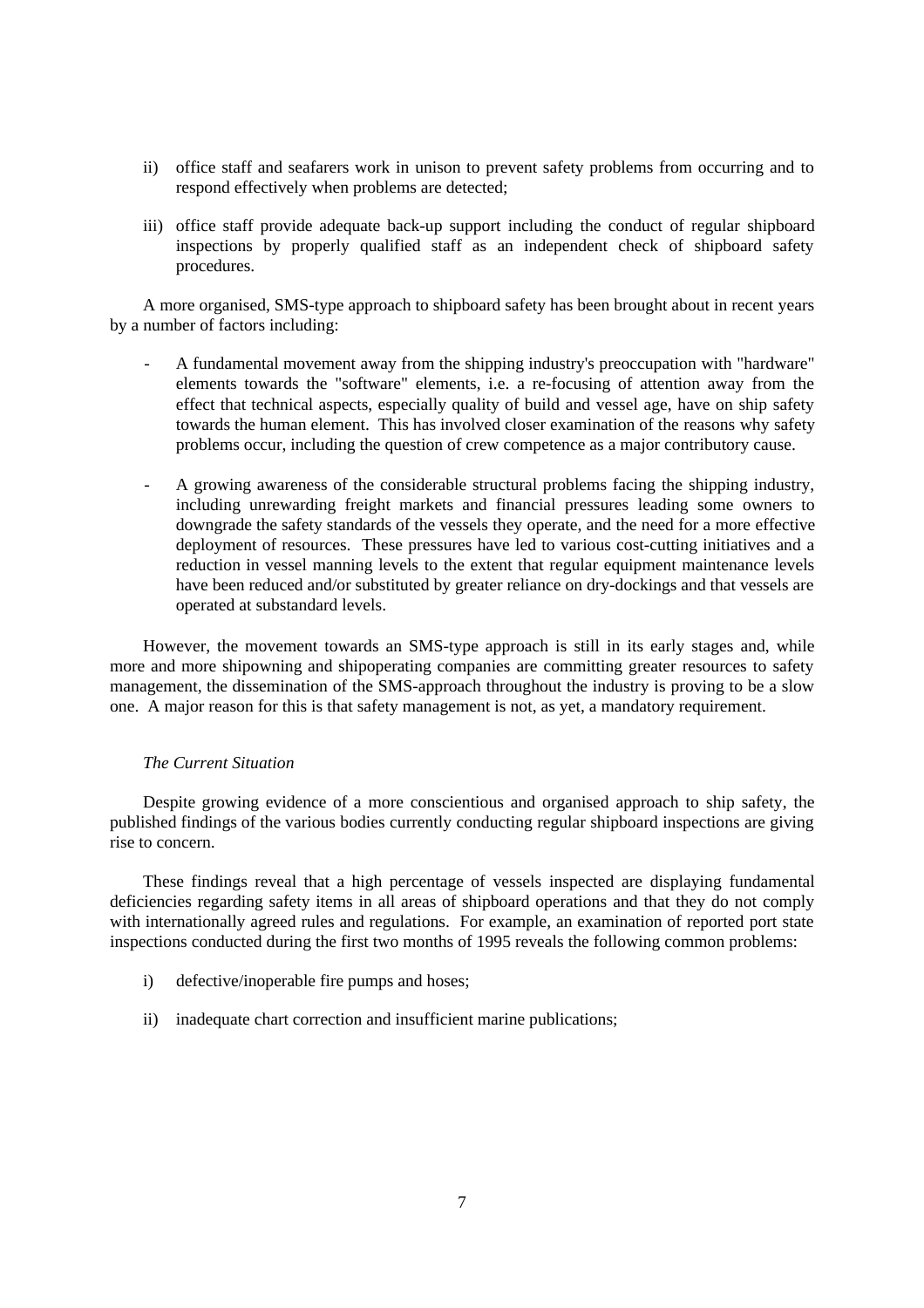ii) office staff and seafarers work in unison to prevent safety problems from occurring and to respond effectively when problems are detected;

iii) office staff provide adequate back-up support including the conduct of regular shipboard inspections by properly qualified staff as an independent check of shipboard safety procedures.

A more organised, SMS-type approach to shipboard safety has been brought about in recent years by a number of factors including:

- A fundamental movement away from the shipping industry's preoccupation with "hardware" elements towards the "software" elements, i.e. a re-focusing of attention away from the effect that technical aspects, especially quality of build and vessel age, have on ship safety towards the human element. This has involved closer examination of the reasons why safety problems occur, including the question of crew competence as a major contributory cause.

- A growing awareness of the considerable structural problems facing the shipping industry, including unrewarding freight markets and financial pressures leading some owners to downgrade the safety standards of the vessels they operate, and the need for a more effective deployment of resources. These pressures have led to various cost-cutting initiatives and a reduction in vessel manning levels to the extent that regular equipment maintenance levels have been reduced and/or substituted by greater reliance on dry-dockings and that vessels are operated at substandard levels.

However, the movement towards an SMS-type approach is still in its early stages and, while more and more shipowning and shipoperating companies are committing greater resources to safety management, the dissemination of the SMS-approach throughout the industry is proving to be a slow one. A major reason for this is that safety management is not, as yet, a mandatory requirement.

*The Current Situation*

Despite growing evidence of a more conscientious and organised approach to ship safety, the published findings of the various bodies currently conducting regular shipboard inspections are giving rise to concern.

These findings reveal that a high percentage of vessels inspected are displaying fundamental deficiencies regarding safety items in all areas of shipboard operations and that they do not comply with internationally agreed rules and regulations. For example, an examination of reported port state inspections conducted during the first two months of 1995 reveals the following common problems:

i) defective/inoperable fire pumps and hoses;

ii) inadequate chart correction and insufficient marine publications;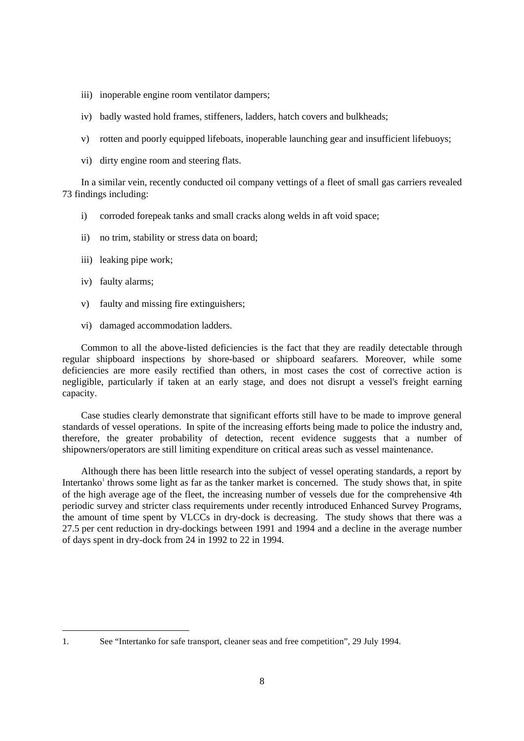iii) inoperable engine room ventilator dampers;

iv) badly wasted hold frames, stiffeners, ladders, hatch covers and bulkheads;

v) rotten and poorly equipped lifeboats, inoperable launching gear and insufficient lifebuoys;

vi) dirty engine room and steering flats.

In a similar vein, recently conducted oil company vettings of a fleet of small gas carriers revealed 73 findings including:

i) corroded forepeak tanks and small cracks along welds in aft void space;

ii) no trim, stability or stress data on board;

iii) leaking pipe work;

iv) faulty alarms;

v) faulty and missing fire extinguishers;

vi) damaged accommodation ladders.

Common to all the above-listed deficiencies is the fact that they are readily detectable through regular shipboard inspections by shore-based or shipboard seafarers. Moreover, while some deficiencies are more easily rectified than others, in most cases the cost of corrective action is negligible, particularly if taken at an early stage, and does not disrupt a vessel's freight earning capacity.

Case studies clearly demonstrate that significant efforts still have to be made to improve general standards of vessel operations. In spite of the increasing efforts being made to police the industry and, therefore, the greater probability of detection, recent evidence suggests that a number of shipowners/operators are still limiting expenditure on critical areas such as vessel maintenance.

Although there has been little research into the subject of vessel operating standards, a report by Intertanko[1] throws some light as far as the tanker market is concerned. The study shows that, in spite of the high average age of the fleet, the increasing number of vessels due for the comprehensive 4th periodic survey and stricter class requirements under recently introduced Enhanced Survey Programs, the amount of time spent by VLCCs in dry-dock is decreasing. The study shows that there was a 27.5 per cent reduction in dry-dockings between 1991 and 1994 and a decline in the average number of days spent in dry-dock from 24 in 1992 to 22 in 1994.

---

1. See "Intertanko for safe transport, cleaner seas and free competition", 29 July 1994.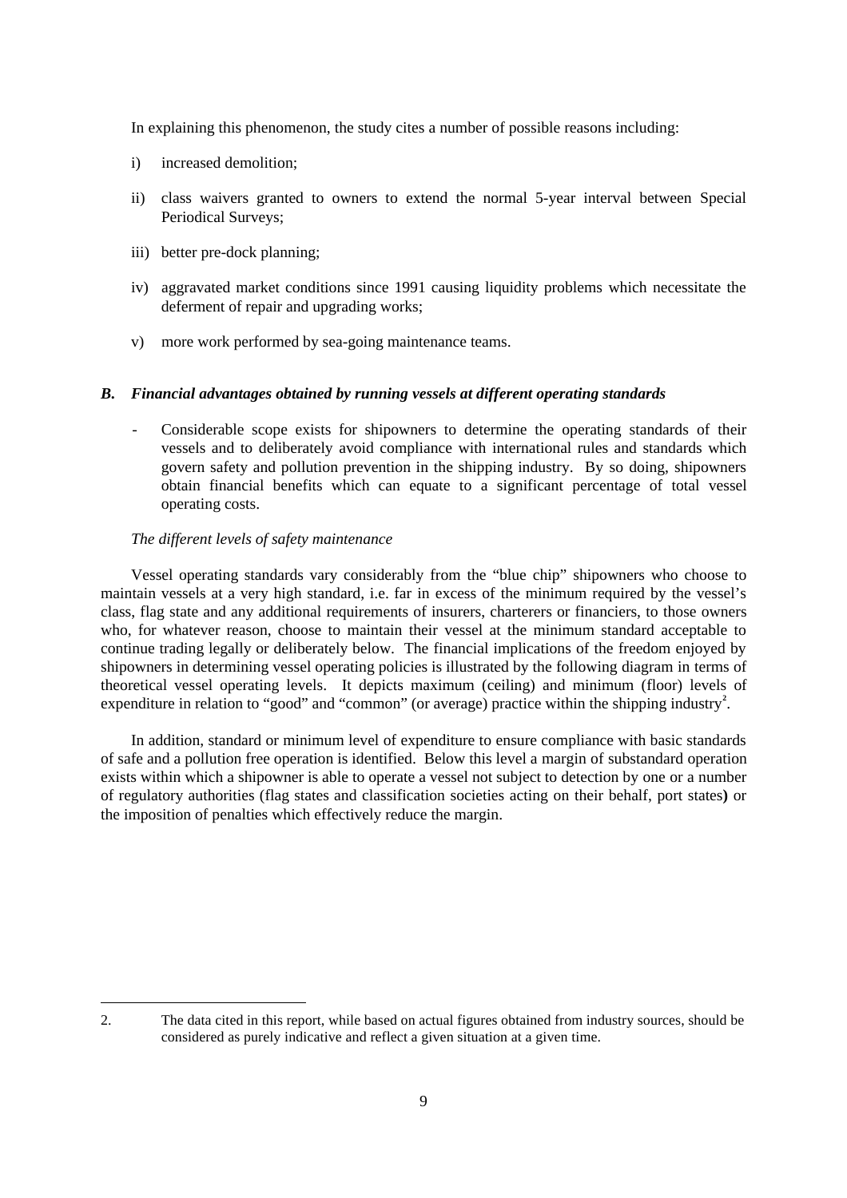In explaining this phenomenon, the study cites a number of possible reasons including:

i) increased demolition;

ii) class waivers granted to owners to extend the normal 5-year interval between Special Periodical Surveys;

iii) better pre-dock planning;

iv) aggravated market conditions since 1991 causing liquidity problems which necessitate the deferment of repair and upgrading works;

v) more work performed by sea-going maintenance teams.

### *B. Financial advantages obtained by running vessels at different operating standards*

- Considerable scope exists for shipowners to determine the operating standards of their vessels and to deliberately avoid compliance with international rules and standards which govern safety and pollution prevention in the shipping industry. By so doing, shipowners obtain financial benefits which can equate to a significant percentage of total vessel operating costs.

*The different levels of safety maintenance*

Vessel operating standards vary considerably from the "blue chip" shipowners who choose to maintain vessels at a very high standard, i.e. far in excess of the minimum required by the vessel's class, flag state and any additional requirements of insurers, charterers or financiers, to those owners who, for whatever reason, choose to maintain their vessel at the minimum standard acceptable to continue trading legally or deliberately below. The financial implications of the freedom enjoyed by shipowners in determining vessel operating policies is illustrated by the following diagram in terms of theoretical vessel operating levels. It depicts maximum (ceiling) and minimum (floor) levels of expenditure in relation to "good" and "common" (or average) practice within the shipping industry[2].

In addition, standard or minimum level of expenditure to ensure compliance with basic standards of safe and a pollution free operation is identified. Below this level a margin of substandard operation exists within which a shipowner is able to operate a vessel not subject to detection by one or a number of regulatory authorities (flag states and classification societies acting on their behalf, port states) or the imposition of penalties which effectively reduce the margin.

---

2. The data cited in this report, while based on actual figures obtained from industry sources, should be considered as purely indicative and reflect a given situation at a given time.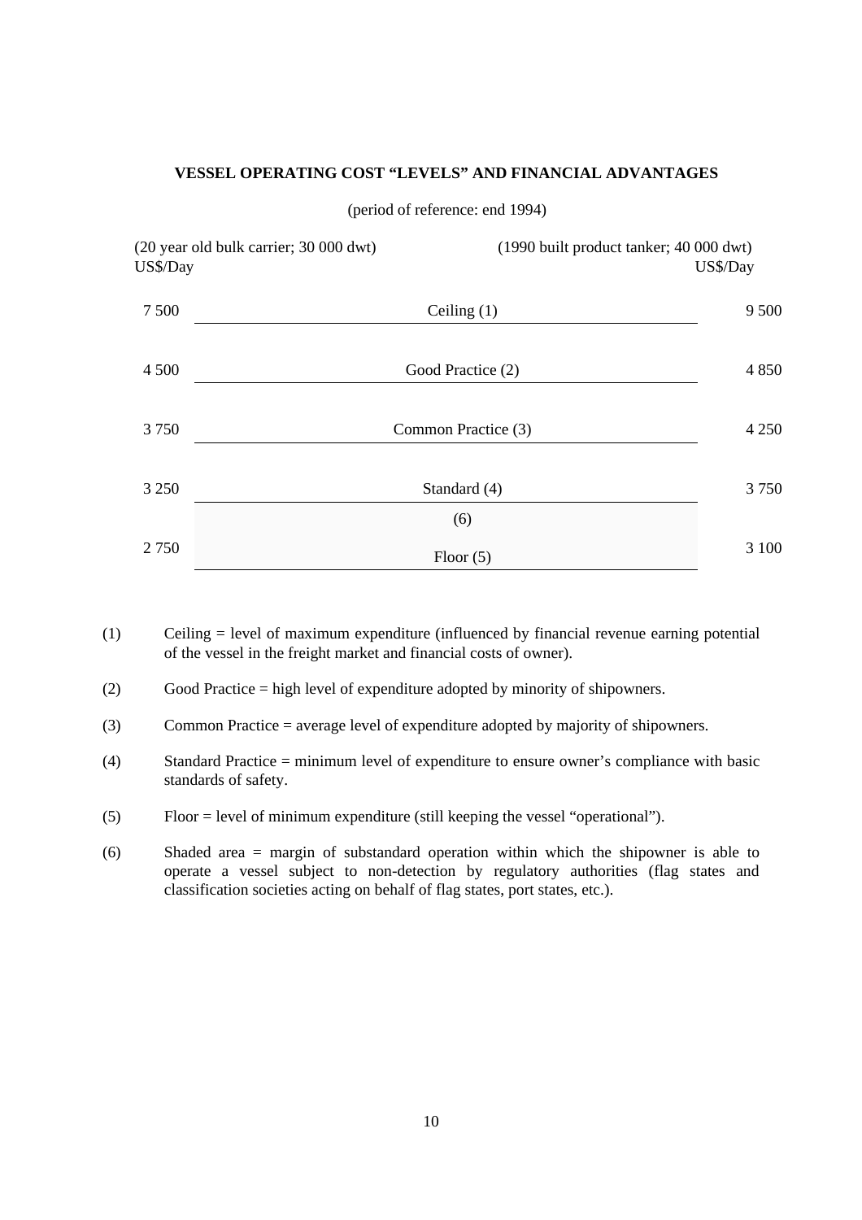**VESSEL OPERATING COST "LEVELS" AND FINANCIAL ADVANTAGES**

(period of reference: end 1994)

| (20 year old bulk carrier; 30 000 dwt) US$/Day | Level | (1990 built product tanker; 40 000 dwt) US$/Day |
|---|---|---|
| 7 500 | Ceiling (1) | 9 500 |
| 4 500 | Good Practice (2) | 4 850 |
| 3 750 | Common Practice (3) | 4 250 |
| 3 250 | Standard (4) | 3 750 |
| | (6) | |
| 2 750 | Floor (5) | 3 100 |

(1) Ceiling = level of maximum expenditure (influenced by financial revenue earning potential of the vessel in the freight market and financial costs of owner).

(2) Good Practice = high level of expenditure adopted by minority of shipowners.

(3) Common Practice = average level of expenditure adopted by majority of shipowners.

(4) Standard Practice = minimum level of expenditure to ensure owner's compliance with basic standards of safety.

(5) Floor = level of minimum expenditure (still keeping the vessel "operational").

(6) Shaded area = margin of substandard operation within which the shipowner is able to operate a vessel subject to non-detection by regulatory authorities (flag states and classification societies acting on behalf of flag states, port states, etc.).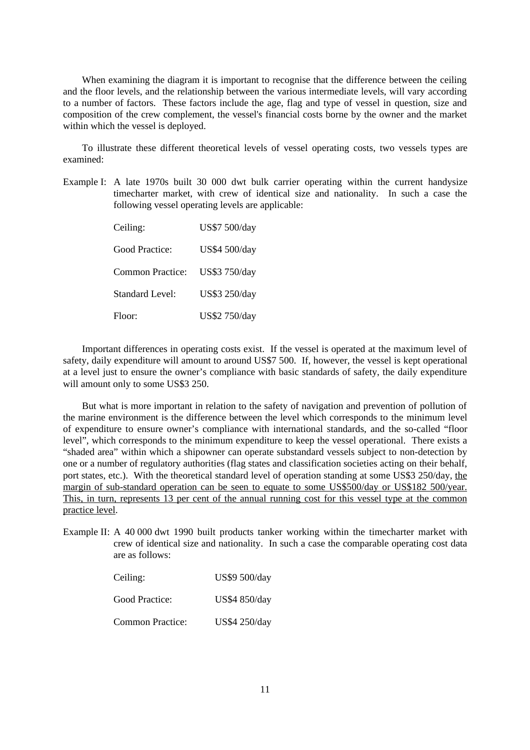When examining the diagram it is important to recognise that the difference between the ceiling and the floor levels, and the relationship between the various intermediate levels, will vary according to a number of factors. These factors include the age, flag and type of vessel in question, size and composition of the crew complement, the vessel's financial costs borne by the owner and the market within which the vessel is deployed.

To illustrate these different theoretical levels of vessel operating costs, two vessels types are examined:

Example I: A late 1970s built 30 000 dwt bulk carrier operating within the current handysize timecharter market, with crew of identical size and nationality. In such a case the following vessel operating levels are applicable:

| | |
|---|---|
| Ceiling: | US$7 500/day |
| Good Practice: | US$4 500/day |
| Common Practice: | US$3 750/day |
| Standard Level: | US$3 250/day |
| Floor: | US$2 750/day |

Important differences in operating costs exist. If the vessel is operated at the maximum level of safety, daily expenditure will amount to around US$7 500. If, however, the vessel is kept operational at a level just to ensure the owner's compliance with basic standards of safety, the daily expenditure will amount only to some US$3 250.

But what is more important in relation to the safety of navigation and prevention of pollution of the marine environment is the difference between the level which corresponds to the minimum level of expenditure to ensure owner's compliance with international standards, and the so-called "floor level", which corresponds to the minimum expenditure to keep the vessel operational. There exists a "shaded area" within which a shipowner can operate substandard vessels subject to non-detection by one or a number of regulatory authorities (flag states and classification societies acting on their behalf, port states, etc.). With the theoretical standard level of operation standing at some US$3 250/day, <u>the margin of sub-standard operation can be seen to equate to some US$500/day or US$182 500/year. This, in turn, represents 13 per cent of the annual running cost for this vessel type at the common practice level</u>.

Example II: A 40 000 dwt 1990 built products tanker working within the timecharter market with crew of identical size and nationality. In such a case the comparable operating cost data are as follows:

| | |
|---|---|
| Ceiling: | US$9 500/day |
| Good Practice: | US$4 850/day |
| Common Practice: | US$4 250/day |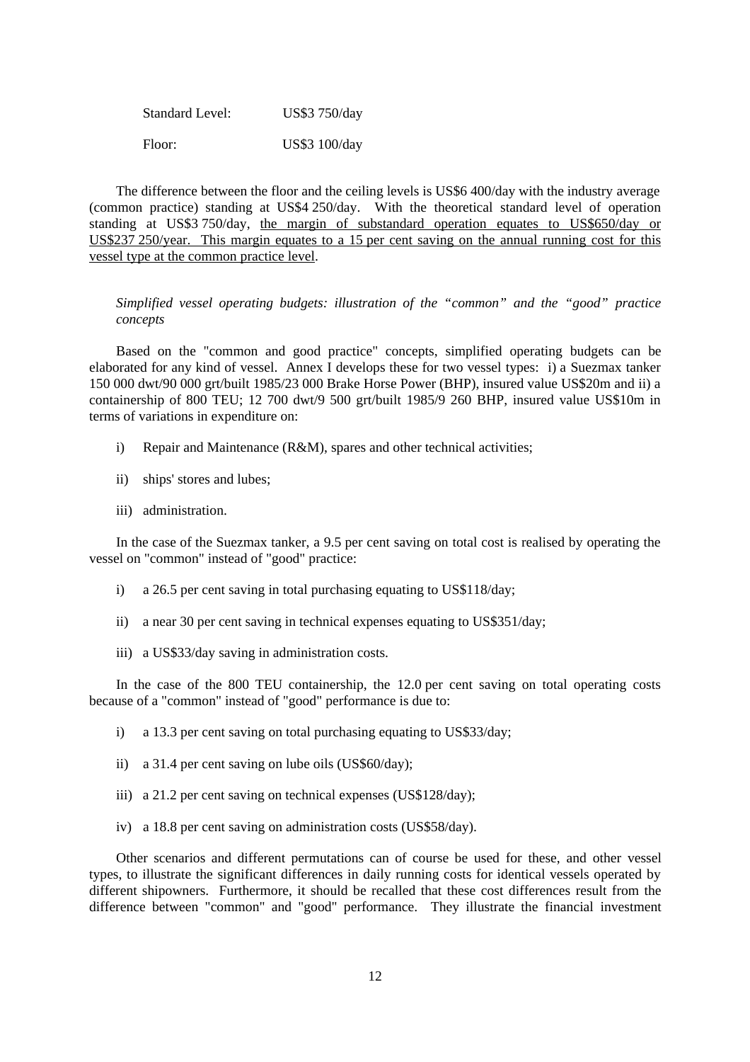Standard Level: US$3 750/day

Floor: US$3 100/day

The difference between the floor and the ceiling levels is US$6 400/day with the industry average (common practice) standing at US$4 250/day. With the theoretical standard level of operation standing at US$3 750/day, <u>the margin of substandard operation equates to US$650/day or US$237 250/year. This margin equates to a 15 per cent saving on the annual running cost for this vessel type at the common practice level</u>.

*Simplified vessel operating budgets: illustration of the "common" and the "good" practice concepts*

Based on the "common and good practice" concepts, simplified operating budgets can be elaborated for any kind of vessel. Annex I develops these for two vessel types: i) a Suezmax tanker 150 000 dwt/90 000 grt/built 1985/23 000 Brake Horse Power (BHP), insured value US$20m and ii) a containership of 800 TEU; 12 700 dwt/9 500 grt/built 1985/9 260 BHP, insured value US$10m in terms of variations in expenditure on:

i) Repair and Maintenance (R&M), spares and other technical activities;

ii) ships' stores and lubes;

iii) administration.

In the case of the Suezmax tanker, a 9.5 per cent saving on total cost is realised by operating the vessel on "common" instead of "good" practice:

i) a 26.5 per cent saving in total purchasing equating to US$118/day;

ii) a near 30 per cent saving in technical expenses equating to US$351/day;

iii) a US$33/day saving in administration costs.

In the case of the 800 TEU containership, the 12.0 per cent saving on total operating costs because of a "common" instead of "good" performance is due to:

i) a 13.3 per cent saving on total purchasing equating to US$33/day;

ii) a 31.4 per cent saving on lube oils (US$60/day);

iii) a 21.2 per cent saving on technical expenses (US$128/day);

iv) a 18.8 per cent saving on administration costs (US$58/day).

Other scenarios and different permutations can of course be used for these, and other vessel types, to illustrate the significant differences in daily running costs for identical vessels operated by different shipowners. Furthermore, it should be recalled that these cost differences result from the difference between "common" and "good" performance. They illustrate the financial investment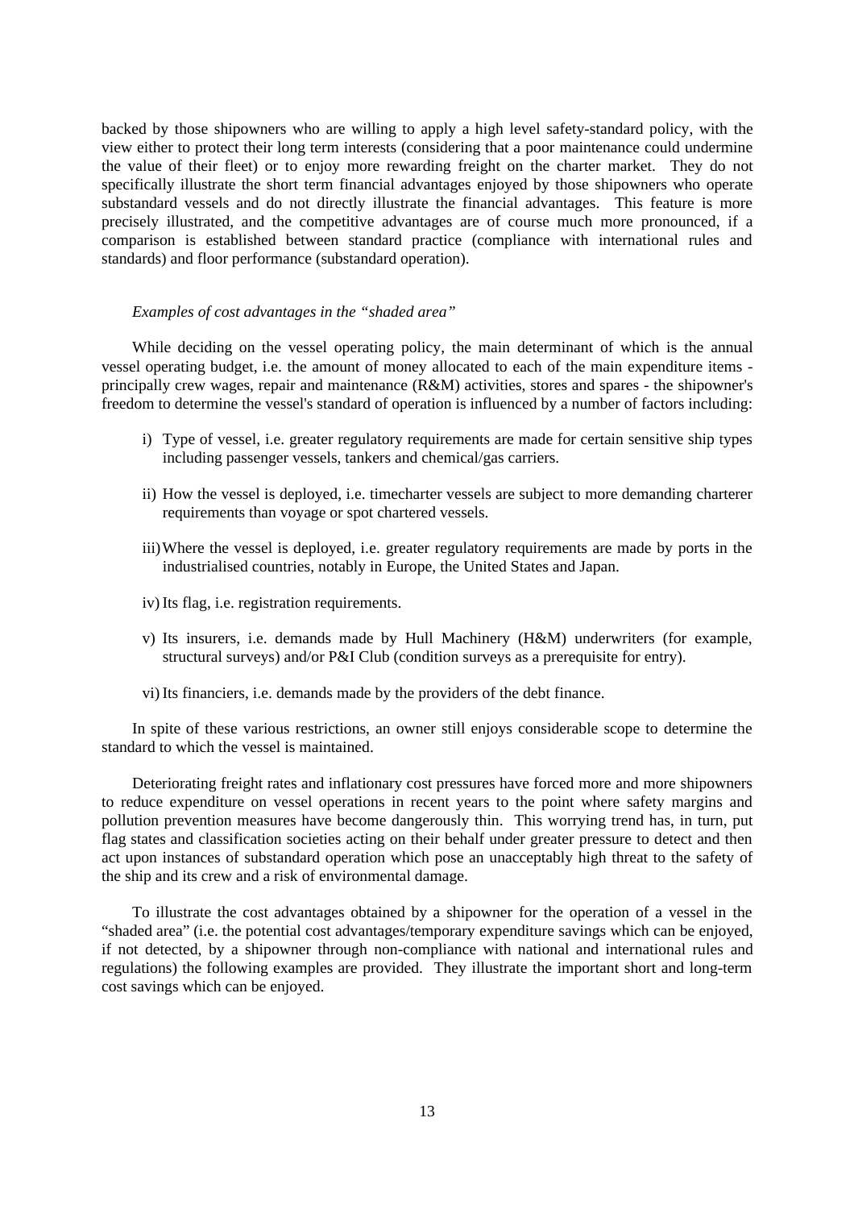backed by those shipowners who are willing to apply a high level safety-standard policy, with the view either to protect their long term interests (considering that a poor maintenance could undermine the value of their fleet) or to enjoy more rewarding freight on the charter market. They do not specifically illustrate the short term financial advantages enjoyed by those shipowners who operate substandard vessels and do not directly illustrate the financial advantages. This feature is more precisely illustrated, and the competitive advantages are of course much more pronounced, if a comparison is established between standard practice (compliance with international rules and standards) and floor performance (substandard operation).

*Examples of cost advantages in the "shaded area"*

While deciding on the vessel operating policy, the main determinant of which is the annual vessel operating budget, i.e. the amount of money allocated to each of the main expenditure items - principally crew wages, repair and maintenance (R&M) activities, stores and spares - the shipowner's freedom to determine the vessel's standard of operation is influenced by a number of factors including:

i) Type of vessel, i.e. greater regulatory requirements are made for certain sensitive ship types including passenger vessels, tankers and chemical/gas carriers.

ii) How the vessel is deployed, i.e. timecharter vessels are subject to more demanding charterer requirements than voyage or spot chartered vessels.

iii) Where the vessel is deployed, i.e. greater regulatory requirements are made by ports in the industrialised countries, notably in Europe, the United States and Japan.

iv) Its flag, i.e. registration requirements.

v) Its insurers, i.e. demands made by Hull Machinery (H&M) underwriters (for example, structural surveys) and/or P&I Club (condition surveys as a prerequisite for entry).

vi) Its financiers, i.e. demands made by the providers of the debt finance.

In spite of these various restrictions, an owner still enjoys considerable scope to determine the standard to which the vessel is maintained.

Deteriorating freight rates and inflationary cost pressures have forced more and more shipowners to reduce expenditure on vessel operations in recent years to the point where safety margins and pollution prevention measures have become dangerously thin. This worrying trend has, in turn, put flag states and classification societies acting on their behalf under greater pressure to detect and then act upon instances of substandard operation which pose an unacceptably high threat to the safety of the ship and its crew and a risk of environmental damage.

To illustrate the cost advantages obtained by a shipowner for the operation of a vessel in the "shaded area" (i.e. the potential cost advantages/temporary expenditure savings which can be enjoyed, if not detected, by a shipowner through non-compliance with national and international rules and regulations) the following examples are provided. They illustrate the important short and long-term cost savings which can be enjoyed.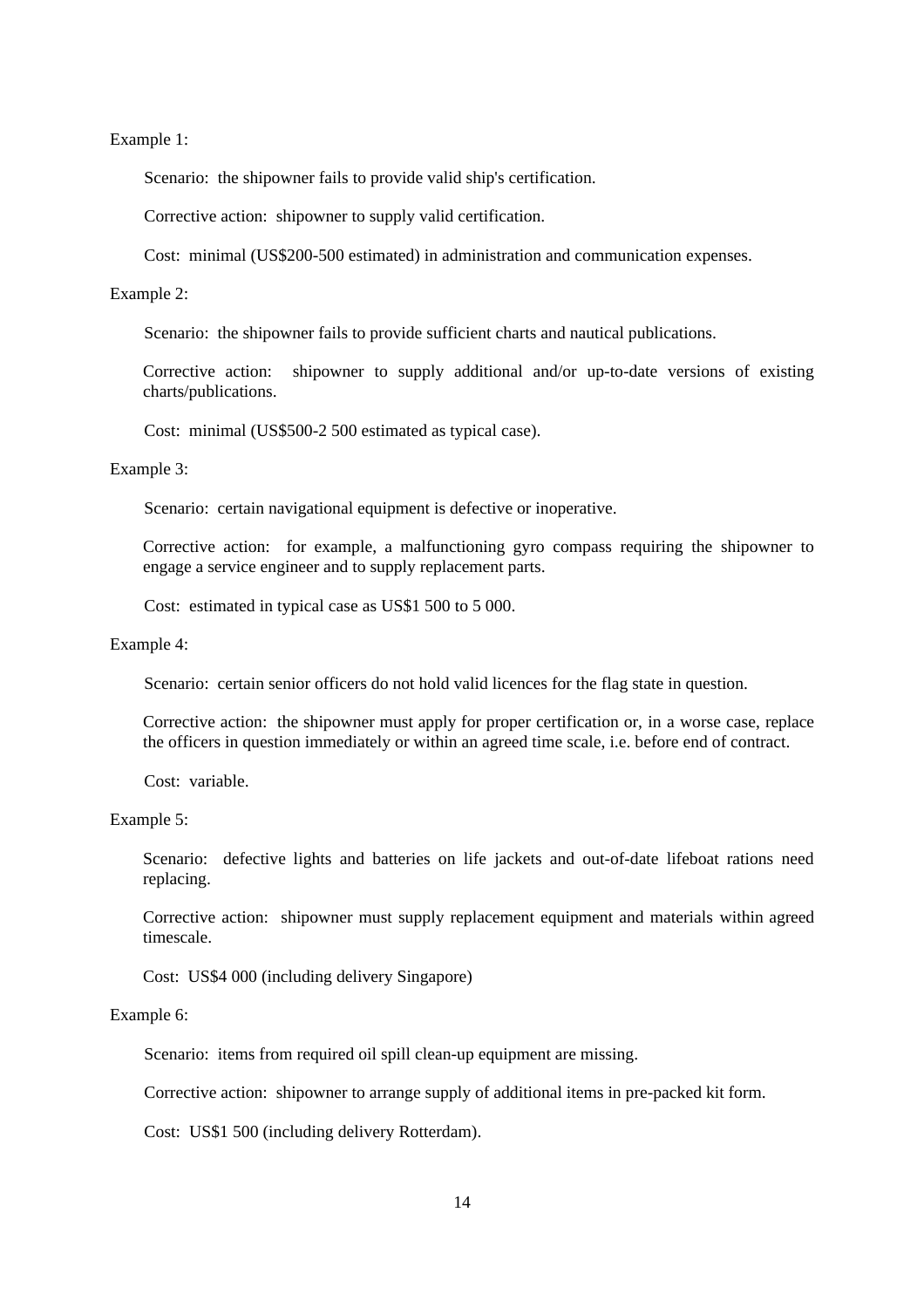Example 1:

Scenario: the shipowner fails to provide valid ship's certification.

Corrective action: shipowner to supply valid certification.

Cost: minimal (US$200-500 estimated) in administration and communication expenses.

Example 2:

Scenario: the shipowner fails to provide sufficient charts and nautical publications.

Corrective action: shipowner to supply additional and/or up-to-date versions of existing charts/publications.

Cost: minimal (US$500-2 500 estimated as typical case).

Example 3:

Scenario: certain navigational equipment is defective or inoperative.

Corrective action: for example, a malfunctioning gyro compass requiring the shipowner to engage a service engineer and to supply replacement parts.

Cost: estimated in typical case as US$1 500 to 5 000.

Example 4:

Scenario: certain senior officers do not hold valid licences for the flag state in question.

Corrective action: the shipowner must apply for proper certification or, in a worse case, replace the officers in question immediately or within an agreed time scale, i.e. before end of contract.

Cost: variable.

Example 5:

Scenario: defective lights and batteries on life jackets and out-of-date lifeboat rations need replacing.

Corrective action: shipowner must supply replacement equipment and materials within agreed timescale.

Cost: US$4 000 (including delivery Singapore)

Example 6:

Scenario: items from required oil spill clean-up equipment are missing.

Corrective action: shipowner to arrange supply of additional items in pre-packed kit form.

Cost: US$1 500 (including delivery Rotterdam).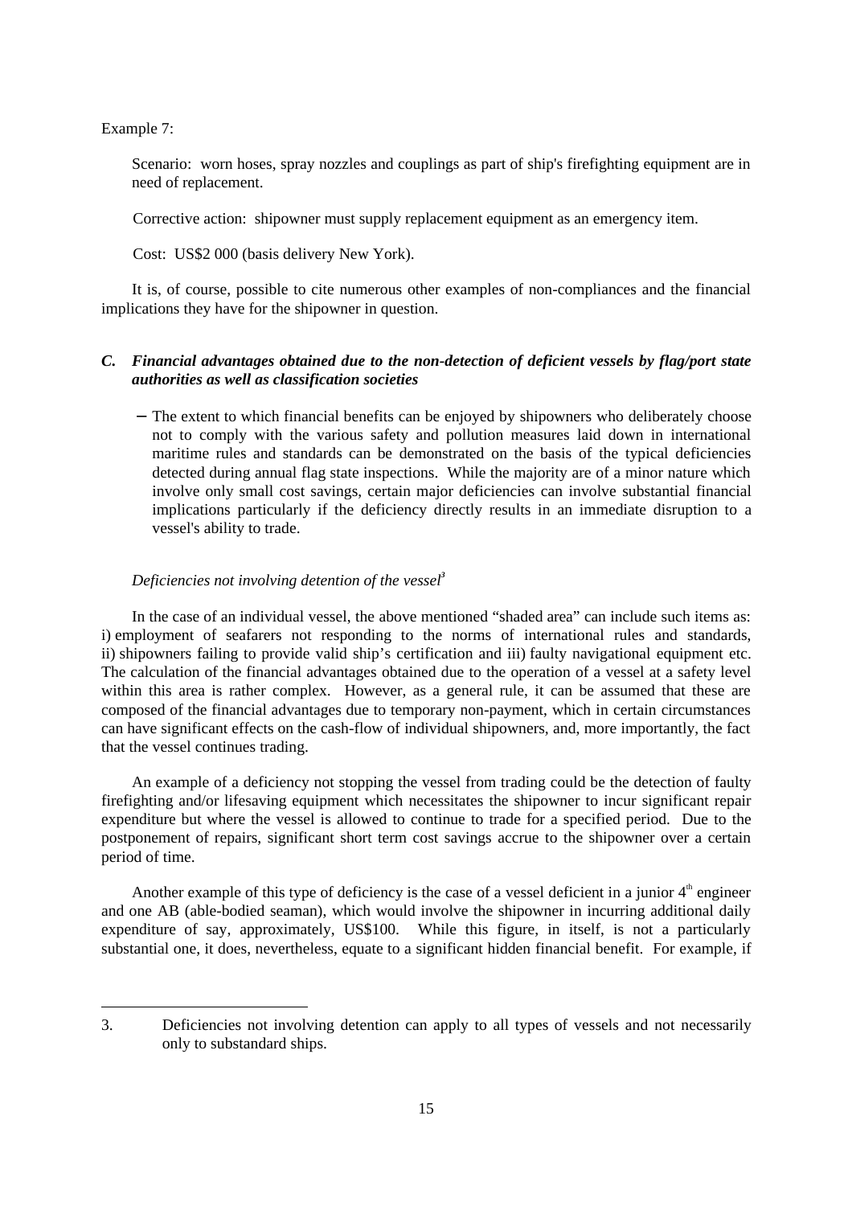Example 7:

Scenario: worn hoses, spray nozzles and couplings as part of ship's firefighting equipment are in need of replacement.

Corrective action: shipowner must supply replacement equipment as an emergency item.

Cost: US$2 000 (basis delivery New York).

It is, of course, possible to cite numerous other examples of non-compliances and the financial implications they have for the shipowner in question.

### *C. Financial advantages obtained due to the non-detection of deficient vessels by flag/port state authorities as well as classification societies*

- The extent to which financial benefits can be enjoyed by shipowners who deliberately choose not to comply with the various safety and pollution measures laid down in international maritime rules and standards can be demonstrated on the basis of the typical deficiencies detected during annual flag state inspections. While the majority are of a minor nature which involve only small cost savings, certain major deficiencies can involve substantial financial implications particularly if the deficiency directly results in an immediate disruption to a vessel's ability to trade.

*Deficiencies not involving detention of the vessel*[3]

In the case of an individual vessel, the above mentioned "shaded area" can include such items as: i) employment of seafarers not responding to the norms of international rules and standards, ii) shipowners failing to provide valid ship's certification and iii) faulty navigational equipment etc. The calculation of the financial advantages obtained due to the operation of a vessel at a safety level within this area is rather complex. However, as a general rule, it can be assumed that these are composed of the financial advantages due to temporary non-payment, which in certain circumstances can have significant effects on the cash-flow of individual shipowners, and, more importantly, the fact that the vessel continues trading.

An example of a deficiency not stopping the vessel from trading could be the detection of faulty firefighting and/or lifesaving equipment which necessitates the shipowner to incur significant repair expenditure but where the vessel is allowed to continue to trade for a specified period. Due to the postponement of repairs, significant short term cost savings accrue to the shipowner over a certain period of time.

Another example of this type of deficiency is the case of a vessel deficient in a junior 4th engineer and one AB (able-bodied seaman), which would involve the shipowner in incurring additional daily expenditure of say, approximately, US$100. While this figure, in itself, is not a particularly substantial one, it does, nevertheless, equate to a significant hidden financial benefit. For example, if

---

3. Deficiencies not involving detention can apply to all types of vessels and not necessarily only to substandard ships.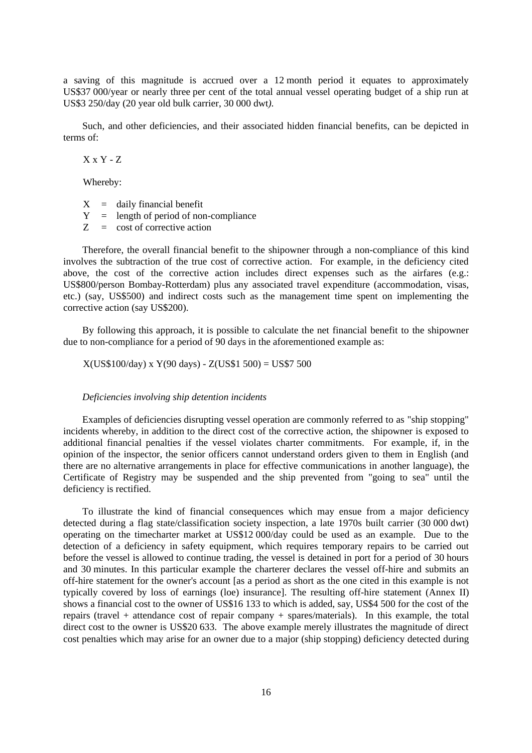a saving of this magnitude is accrued over a 12 month period it equates to approximately US$37 000/year or nearly three per cent of the total annual vessel operating budget of a ship run at US$3 250/day (20 year old bulk carrier, 30 000 dwt).

Such, and other deficiencies, and their associated hidden financial benefits, can be depicted in terms of:

X x Y - Z

Whereby:

X = daily financial benefit
Y = length of period of non-compliance
Z = cost of corrective action

Therefore, the overall financial benefit to the shipowner through a non-compliance of this kind involves the subtraction of the true cost of corrective action. For example, in the deficiency cited above, the cost of the corrective action includes direct expenses such as the airfares (e.g.: US$800/person Bombay-Rotterdam) plus any associated travel expenditure (accommodation, visas, etc.) (say, US$500) and indirect costs such as the management time spent on implementing the corrective action (say US$200).

By following this approach, it is possible to calculate the net financial benefit to the shipowner due to non-compliance for a period of 90 days in the aforementioned example as:

X(US$100/day) x Y(90 days) - Z(US$1 500) = US$7 500

*Deficiencies involving ship detention incidents*

Examples of deficiencies disrupting vessel operation are commonly referred to as "ship stopping" incidents whereby, in addition to the direct cost of the corrective action, the shipowner is exposed to additional financial penalties if the vessel violates charter commitments. For example, if, in the opinion of the inspector, the senior officers cannot understand orders given to them in English (and there are no alternative arrangements in place for effective communications in another language), the Certificate of Registry may be suspended and the ship prevented from "going to sea" until the deficiency is rectified.

To illustrate the kind of financial consequences which may ensue from a major deficiency detected during a flag state/classification society inspection, a late 1970s built carrier (30 000 dwt) operating on the timecharter market at US$12 000/day could be used as an example. Due to the detection of a deficiency in safety equipment, which requires temporary repairs to be carried out before the vessel is allowed to continue trading, the vessel is detained in port for a period of 30 hours and 30 minutes. In this particular example the charterer declares the vessel off-hire and submits an off-hire statement for the owner's account [as a period as short as the one cited in this example is not typically covered by loss of earnings (loe) insurance]. The resulting off-hire statement (Annex II) shows a financial cost to the owner of US$16 133 to which is added, say, US$4 500 for the cost of the repairs (travel + attendance cost of repair company + spares/materials). In this example, the total direct cost to the owner is US$20 633. The above example merely illustrates the magnitude of direct cost penalties which may arise for an owner due to a major (ship stopping) deficiency detected during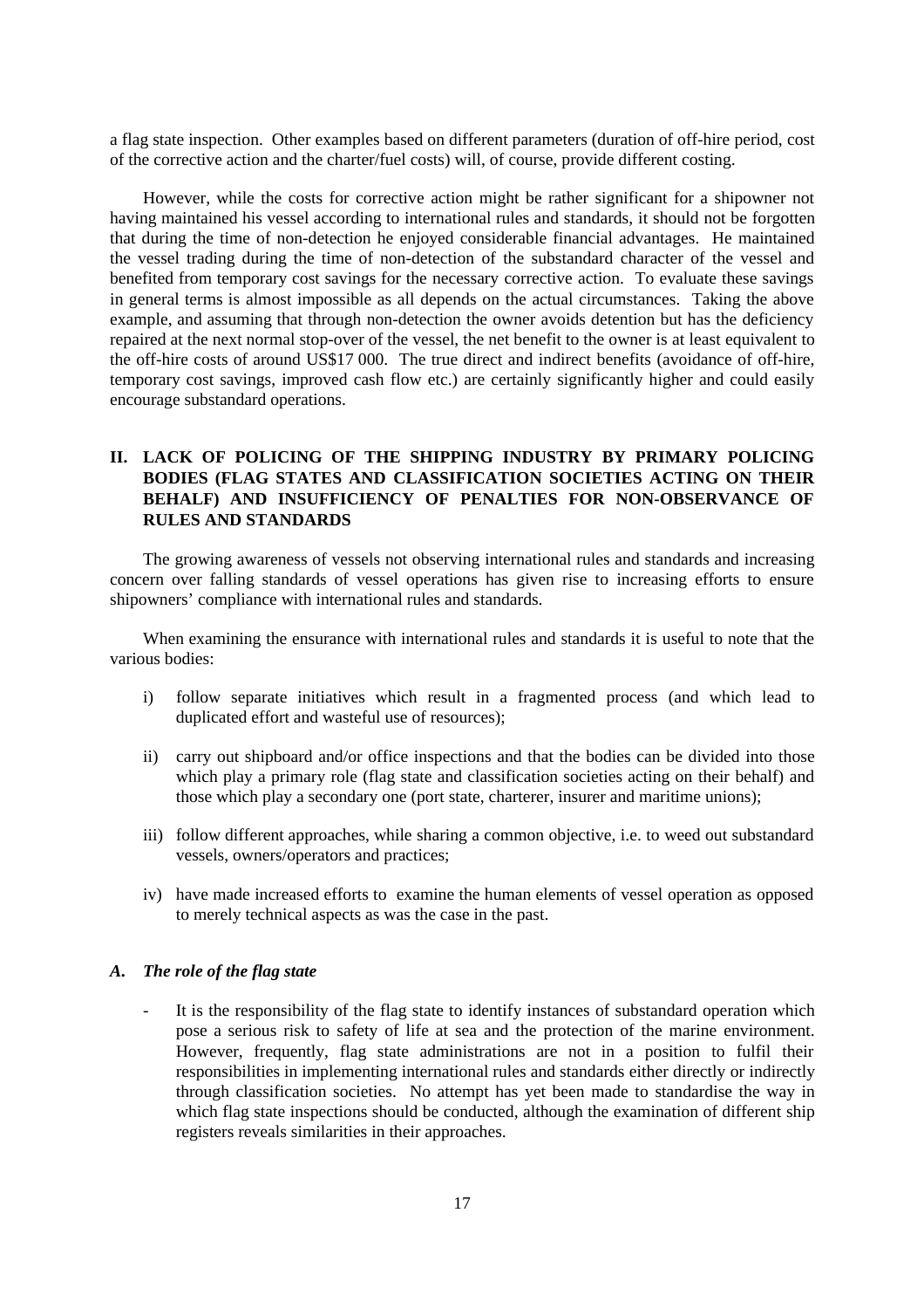a flag state inspection. Other examples based on different parameters (duration of off-hire period, cost of the corrective action and the charter/fuel costs) will, of course, provide different costing.

However, while the costs for corrective action might be rather significant for a shipowner not having maintained his vessel according to international rules and standards, it should not be forgotten that during the time of non-detection he enjoyed considerable financial advantages. He maintained the vessel trading during the time of non-detection of the substandard character of the vessel and benefited from temporary cost savings for the necessary corrective action. To evaluate these savings in general terms is almost impossible as all depends on the actual circumstances. Taking the above example, and assuming that through non-detection the owner avoids detention but has the deficiency repaired at the next normal stop-over of the vessel, the net benefit to the owner is at least equivalent to the off-hire costs of around US$17 000. The true direct and indirect benefits (avoidance of off-hire, temporary cost savings, improved cash flow etc.) are certainly significantly higher and could easily encourage substandard operations.

## II. LACK OF POLICING OF THE SHIPPING INDUSTRY BY PRIMARY POLICING BODIES (FLAG STATES AND CLASSIFICATION SOCIETIES ACTING ON THEIR BEHALF) AND INSUFFICIENCY OF PENALTIES FOR NON-OBSERVANCE OF RULES AND STANDARDS

The growing awareness of vessels not observing international rules and standards and increasing concern over falling standards of vessel operations has given rise to increasing efforts to ensure shipowners' compliance with international rules and standards.

When examining the ensurance with international rules and standards it is useful to note that the various bodies:

i) follow separate initiatives which result in a fragmented process (and which lead to duplicated effort and wasteful use of resources);

ii) carry out shipboard and/or office inspections and that the bodies can be divided into those which play a primary role (flag state and classification societies acting on their behalf) and those which play a secondary one (port state, charterer, insurer and maritime unions);

iii) follow different approaches, while sharing a common objective, i.e. to weed out substandard vessels, owners/operators and practices;

iv) have made increased efforts to examine the human elements of vessel operation as opposed to merely technical aspects as was the case in the past.

### *A. The role of the flag state*

- It is the responsibility of the flag state to identify instances of substandard operation which pose a serious risk to safety of life at sea and the protection of the marine environment. However, frequently, flag state administrations are not in a position to fulfil their responsibilities in implementing international rules and standards either directly or indirectly through classification societies. No attempt has yet been made to standardise the way in which flag state inspections should be conducted, although the examination of different ship registers reveals similarities in their approaches.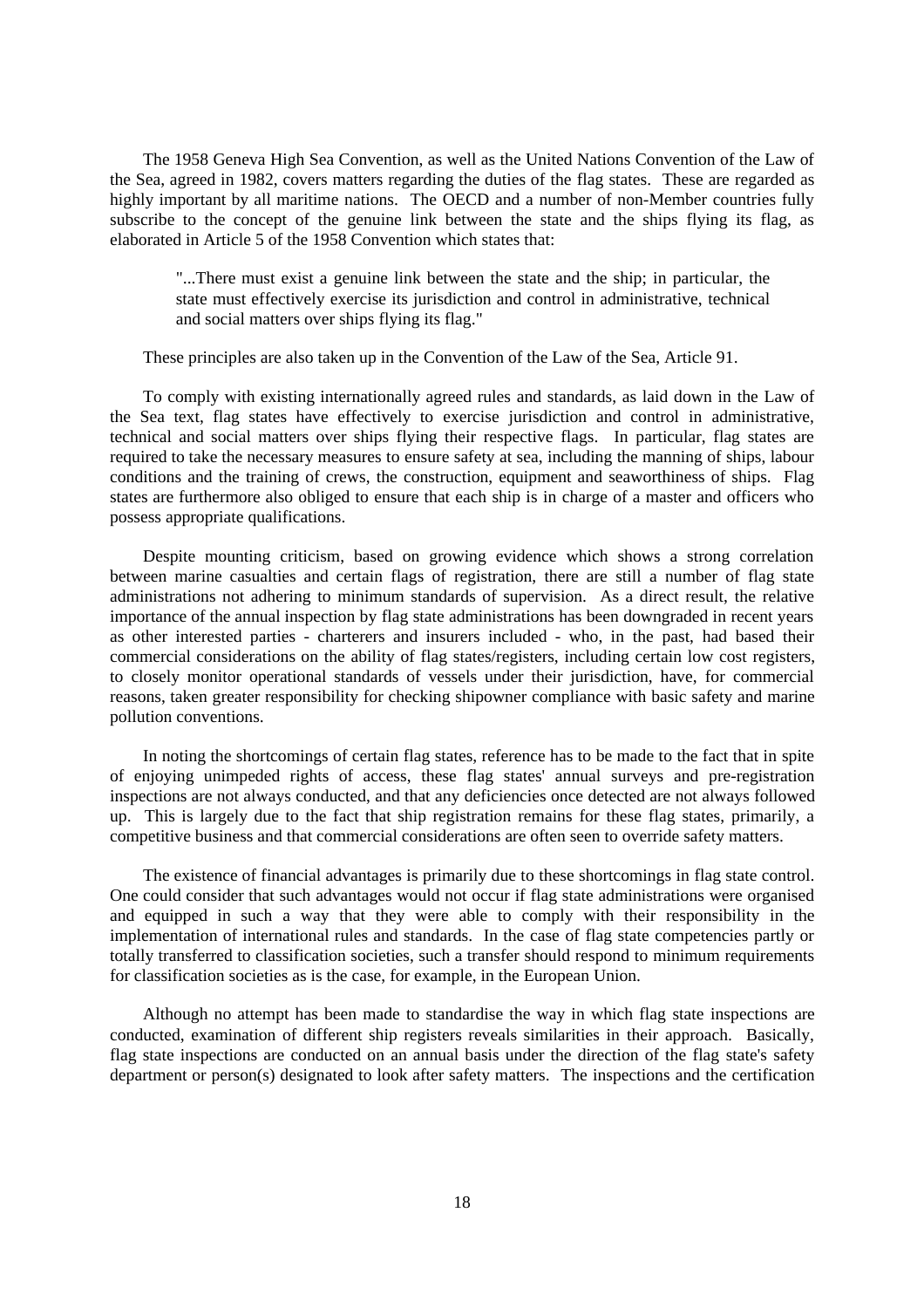The 1958 Geneva High Sea Convention, as well as the United Nations Convention of the Law of the Sea, agreed in 1982, covers matters regarding the duties of the flag states. These are regarded as highly important by all maritime nations. The OECD and a number of non-Member countries fully subscribe to the concept of the genuine link between the state and the ships flying its flag, as elaborated in Article 5 of the 1958 Convention which states that:

> "...There must exist a genuine link between the state and the ship; in particular, the state must effectively exercise its jurisdiction and control in administrative, technical and social matters over ships flying its flag."

These principles are also taken up in the Convention of the Law of the Sea, Article 91.

To comply with existing internationally agreed rules and standards, as laid down in the Law of the Sea text, flag states have effectively to exercise jurisdiction and control in administrative, technical and social matters over ships flying their respective flags. In particular, flag states are required to take the necessary measures to ensure safety at sea, including the manning of ships, labour conditions and the training of crews, the construction, equipment and seaworthiness of ships. Flag states are furthermore also obliged to ensure that each ship is in charge of a master and officers who possess appropriate qualifications.

Despite mounting criticism, based on growing evidence which shows a strong correlation between marine casualties and certain flags of registration, there are still a number of flag state administrations not adhering to minimum standards of supervision. As a direct result, the relative importance of the annual inspection by flag state administrations has been downgraded in recent years as other interested parties - charterers and insurers included - who, in the past, had based their commercial considerations on the ability of flag states/registers, including certain low cost registers, to closely monitor operational standards of vessels under their jurisdiction, have, for commercial reasons, taken greater responsibility for checking shipowner compliance with basic safety and marine pollution conventions.

In noting the shortcomings of certain flag states, reference has to be made to the fact that in spite of enjoying unimpeded rights of access, these flag states' annual surveys and pre-registration inspections are not always conducted, and that any deficiencies once detected are not always followed up. This is largely due to the fact that ship registration remains for these flag states, primarily, a competitive business and that commercial considerations are often seen to override safety matters.

The existence of financial advantages is primarily due to these shortcomings in flag state control. One could consider that such advantages would not occur if flag state administrations were organised and equipped in such a way that they were able to comply with their responsibility in the implementation of international rules and standards. In the case of flag state competencies partly or totally transferred to classification societies, such a transfer should respond to minimum requirements for classification societies as is the case, for example, in the European Union.

Although no attempt has been made to standardise the way in which flag state inspections are conducted, examination of different ship registers reveals similarities in their approach. Basically, flag state inspections are conducted on an annual basis under the direction of the flag state's safety department or person(s) designated to look after safety matters. The inspections and the certification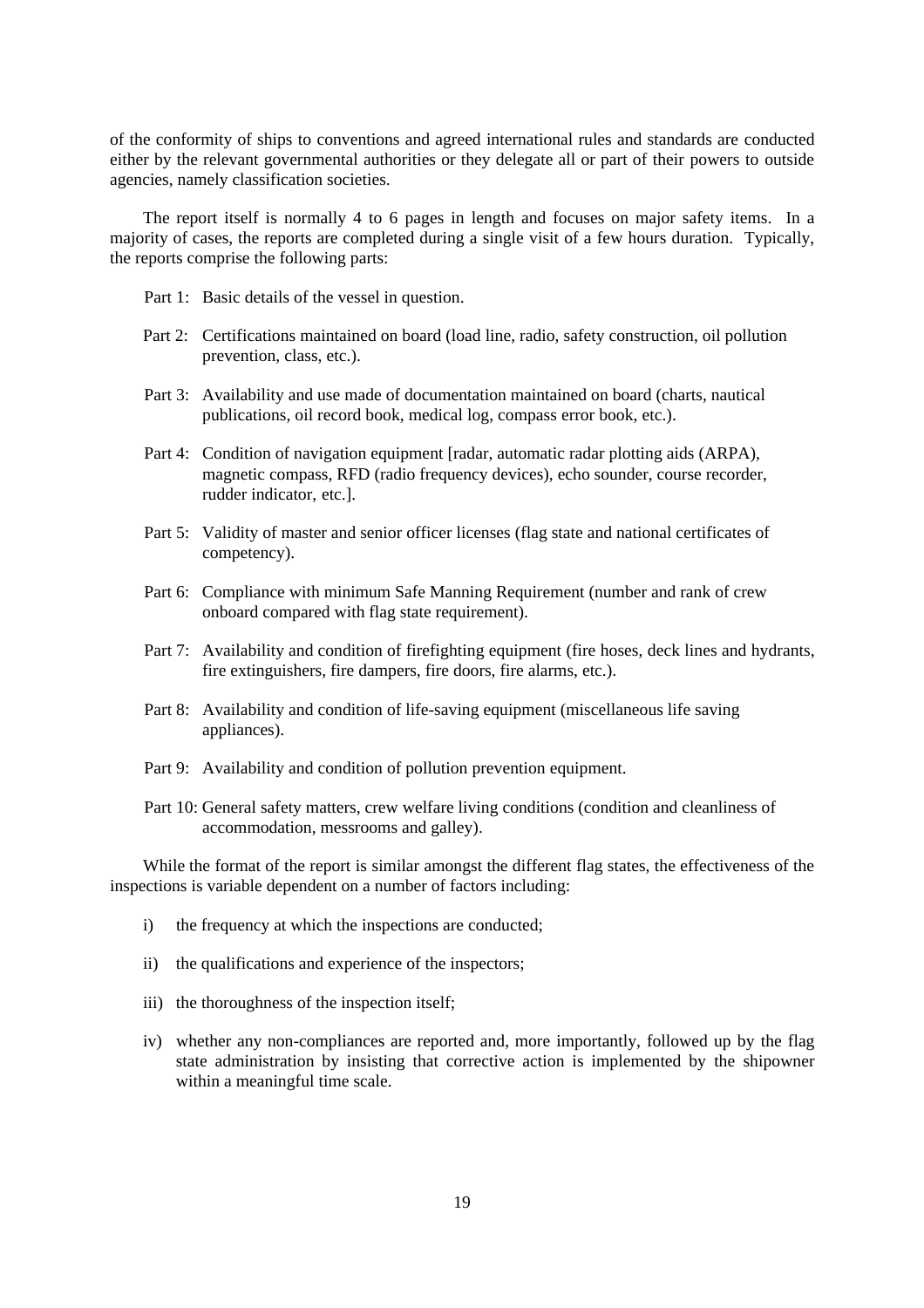of the conformity of ships to conventions and agreed international rules and standards are conducted either by the relevant governmental authorities or they delegate all or part of their powers to outside agencies, namely classification societies.

The report itself is normally 4 to 6 pages in length and focuses on major safety items. In a majority of cases, the reports are completed during a single visit of a few hours duration. Typically, the reports comprise the following parts:

Part 1: Basic details of the vessel in question.

Part 2: Certifications maintained on board (load line, radio, safety construction, oil pollution prevention, class, etc.).

Part 3: Availability and use made of documentation maintained on board (charts, nautical publications, oil record book, medical log, compass error book, etc.).

Part 4: Condition of navigation equipment [radar, automatic radar plotting aids (ARPA), magnetic compass, RFD (radio frequency devices), echo sounder, course recorder, rudder indicator, etc.].

Part 5: Validity of master and senior officer licenses (flag state and national certificates of competency).

Part 6: Compliance with minimum Safe Manning Requirement (number and rank of crew onboard compared with flag state requirement).

Part 7: Availability and condition of firefighting equipment (fire hoses, deck lines and hydrants, fire extinguishers, fire dampers, fire doors, fire alarms, etc.).

Part 8: Availability and condition of life-saving equipment (miscellaneous life saving appliances).

Part 9: Availability and condition of pollution prevention equipment.

Part 10: General safety matters, crew welfare living conditions (condition and cleanliness of accommodation, messrooms and galley).

While the format of the report is similar amongst the different flag states, the effectiveness of the inspections is variable dependent on a number of factors including:

i) the frequency at which the inspections are conducted;

ii) the qualifications and experience of the inspectors;

iii) the thoroughness of the inspection itself;

iv) whether any non-compliances are reported and, more importantly, followed up by the flag state administration by insisting that corrective action is implemented by the shipowner within a meaningful time scale.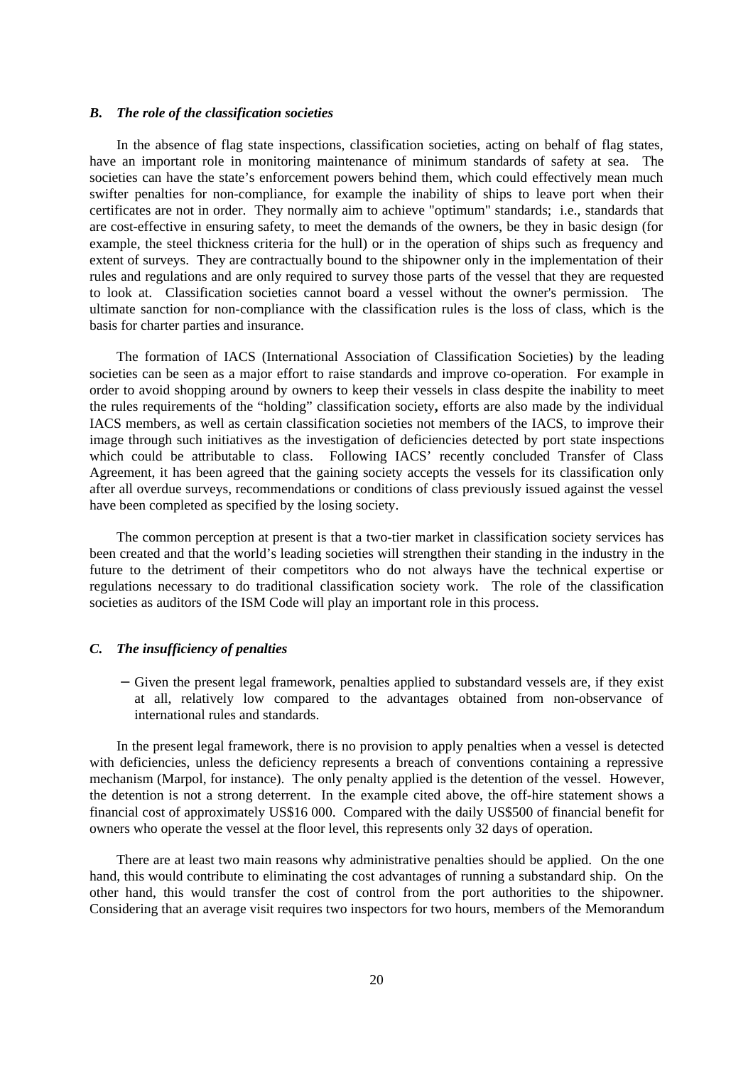### *B. The role of the classification societies*

In the absence of flag state inspections, classification societies, acting on behalf of flag states, have an important role in monitoring maintenance of minimum standards of safety at sea. The societies can have the state's enforcement powers behind them, which could effectively mean much swifter penalties for non-compliance, for example the inability of ships to leave port when their certificates are not in order. They normally aim to achieve "optimum" standards; i.e., standards that are cost-effective in ensuring safety, to meet the demands of the owners, be they in basic design (for example, the steel thickness criteria for the hull) or in the operation of ships such as frequency and extent of surveys. They are contractually bound to the shipowner only in the implementation of their rules and regulations and are only required to survey those parts of the vessel that they are requested to look at. Classification societies cannot board a vessel without the owner's permission. The ultimate sanction for non-compliance with the classification rules is the loss of class, which is the basis for charter parties and insurance.

The formation of IACS (International Association of Classification Societies) by the leading societies can be seen as a major effort to raise standards and improve co-operation. For example in order to avoid shopping around by owners to keep their vessels in class despite the inability to meet the rules requirements of the "holding" classification society**,** efforts are also made by the individual IACS members, as well as certain classification societies not members of the IACS, to improve their image through such initiatives as the investigation of deficiencies detected by port state inspections which could be attributable to class. Following IACS' recently concluded Transfer of Class Agreement, it has been agreed that the gaining society accepts the vessels for its classification only after all overdue surveys, recommendations or conditions of class previously issued against the vessel have been completed as specified by the losing society.

The common perception at present is that a two-tier market in classification society services has been created and that the world's leading societies will strengthen their standing in the industry in the future to the detriment of their competitors who do not always have the technical expertise or regulations necessary to do traditional classification society work. The role of the classification societies as auditors of the ISM Code will play an important role in this process.

### *C. The insufficiency of penalties*

- Given the present legal framework, penalties applied to substandard vessels are, if they exist at all, relatively low compared to the advantages obtained from non-observance of international rules and standards.

In the present legal framework, there is no provision to apply penalties when a vessel is detected with deficiencies, unless the deficiency represents a breach of conventions containing a repressive mechanism (Marpol, for instance). The only penalty applied is the detention of the vessel. However, the detention is not a strong deterrent. In the example cited above, the off-hire statement shows a financial cost of approximately US$16 000. Compared with the daily US$500 of financial benefit for owners who operate the vessel at the floor level, this represents only 32 days of operation.

There are at least two main reasons why administrative penalties should be applied. On the one hand, this would contribute to eliminating the cost advantages of running a substandard ship. On the other hand, this would transfer the cost of control from the port authorities to the shipowner. Considering that an average visit requires two inspectors for two hours, members of the Memorandum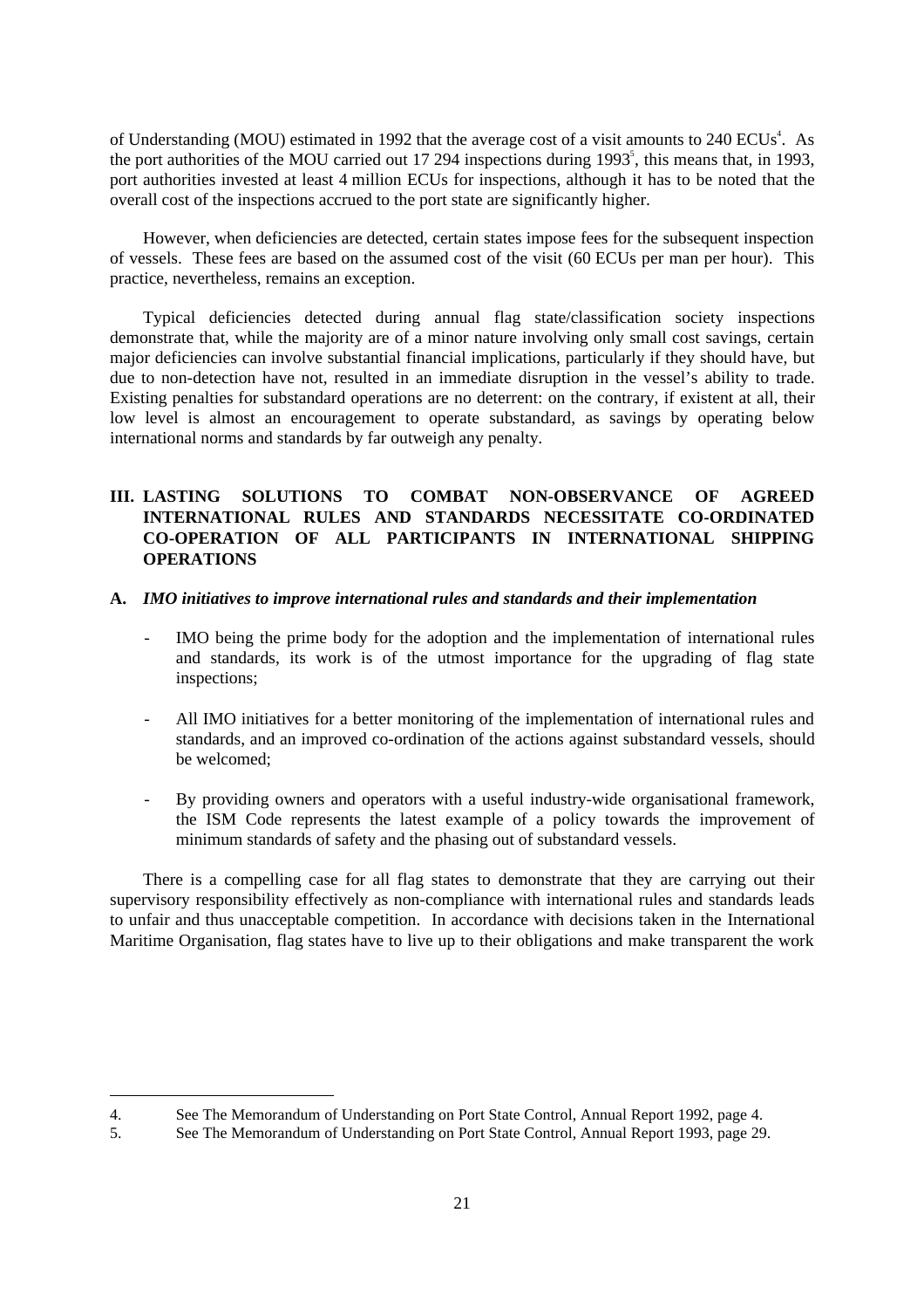of Understanding (MOU) estimated in 1992 that the average cost of a visit amounts to 240 ECUs[4]. As the port authorities of the MOU carried out 17 294 inspections during 1993[5], this means that, in 1993, port authorities invested at least 4 million ECUs for inspections, although it has to be noted that the overall cost of the inspections accrued to the port state are significantly higher.

However, when deficiencies are detected, certain states impose fees for the subsequent inspection of vessels. These fees are based on the assumed cost of the visit (60 ECUs per man per hour). This practice, nevertheless, remains an exception.

Typical deficiencies detected during annual flag state/classification society inspections demonstrate that, while the majority are of a minor nature involving only small cost savings, certain major deficiencies can involve substantial financial implications, particularly if they should have, but due to non-detection have not, resulted in an immediate disruption in the vessel's ability to trade. Existing penalties for substandard operations are no deterrent: on the contrary, if existent at all, their low level is almost an encouragement to operate substandard, as savings by operating below international norms and standards by far outweigh any penalty.

## III. LASTING SOLUTIONS TO COMBAT NON-OBSERVANCE OF AGREED INTERNATIONAL RULES AND STANDARDS NECESSITATE CO-ORDINATED CO-OPERATION OF ALL PARTICIPANTS IN INTERNATIONAL SHIPPING OPERATIONS

### A. *IMO initiatives to improve international rules and standards and their implementation*

- IMO being the prime body for the adoption and the implementation of international rules and standards, its work is of the utmost importance for the upgrading of flag state inspections;
- All IMO initiatives for a better monitoring of the implementation of international rules and standards, and an improved co-ordination of the actions against substandard vessels, should be welcomed;
- By providing owners and operators with a useful industry-wide organisational framework, the ISM Code represents the latest example of a policy towards the improvement of minimum standards of safety and the phasing out of substandard vessels.

There is a compelling case for all flag states to demonstrate that they are carrying out their supervisory responsibility effectively as non-compliance with international rules and standards leads to unfair and thus unacceptable competition. In accordance with decisions taken in the International Maritime Organisation, flag states have to live up to their obligations and make transparent the work

4. See The Memorandum of Understanding on Port State Control, Annual Report 1992, page 4.
5. See The Memorandum of Understanding on Port State Control, Annual Report 1993, page 29.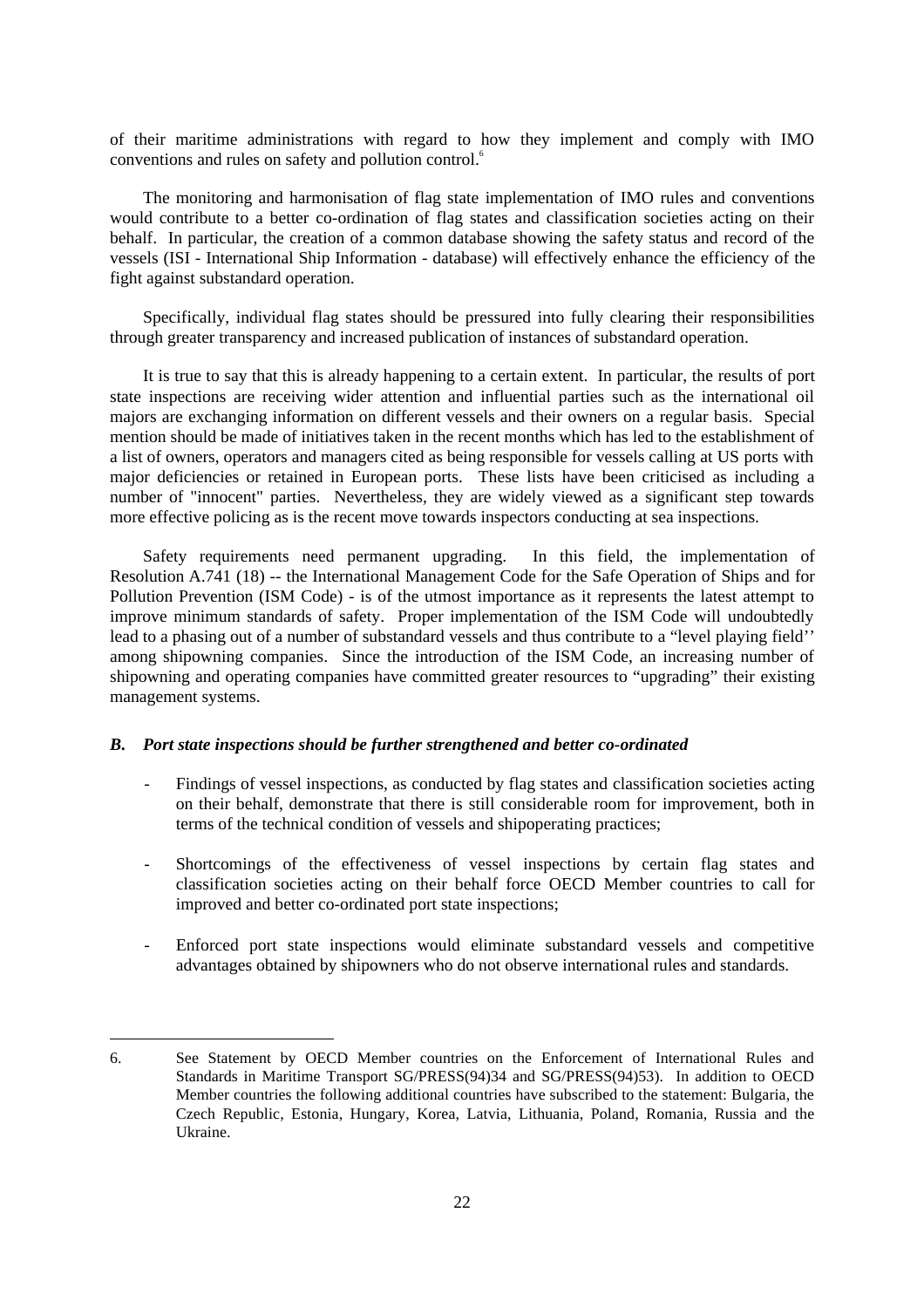of their maritime administrations with regard to how they implement and comply with IMO conventions and rules on safety and pollution control.[6]

The monitoring and harmonisation of flag state implementation of IMO rules and conventions would contribute to a better co-ordination of flag states and classification societies acting on their behalf. In particular, the creation of a common database showing the safety status and record of the vessels (ISI - International Ship Information - database) will effectively enhance the efficiency of the fight against substandard operation.

Specifically, individual flag states should be pressured into fully clearing their responsibilities through greater transparency and increased publication of instances of substandard operation.

It is true to say that this is already happening to a certain extent. In particular, the results of port state inspections are receiving wider attention and influential parties such as the international oil majors are exchanging information on different vessels and their owners on a regular basis. Special mention should be made of initiatives taken in the recent months which has led to the establishment of a list of owners, operators and managers cited as being responsible for vessels calling at US ports with major deficiencies or retained in European ports. These lists have been criticised as including a number of "innocent" parties. Nevertheless, they are widely viewed as a significant step towards more effective policing as is the recent move towards inspectors conducting at sea inspections.

Safety requirements need permanent upgrading. In this field, the implementation of Resolution A.741 (18) -- the International Management Code for the Safe Operation of Ships and for Pollution Prevention (ISM Code) - is of the utmost importance as it represents the latest attempt to improve minimum standards of safety. Proper implementation of the ISM Code will undoubtedly lead to a phasing out of a number of substandard vessels and thus contribute to a "level playing field'' among shipowning companies. Since the introduction of the ISM Code, an increasing number of shipowning and operating companies have committed greater resources to "upgrading" their existing management systems.

### *B. Port state inspections should be further strengthened and better co-ordinated*

- Findings of vessel inspections, as conducted by flag states and classification societies acting on their behalf, demonstrate that there is still considerable room for improvement, both in terms of the technical condition of vessels and shipoperating practices;

- Shortcomings of the effectiveness of vessel inspections by certain flag states and classification societies acting on their behalf force OECD Member countries to call for improved and better co-ordinated port state inspections;

- Enforced port state inspections would eliminate substandard vessels and competitive advantages obtained by shipowners who do not observe international rules and standards.

---

6. See Statement by OECD Member countries on the Enforcement of International Rules and Standards in Maritime Transport SG/PRESS(94)34 and SG/PRESS(94)53). In addition to OECD Member countries the following additional countries have subscribed to the statement: Bulgaria, the Czech Republic, Estonia, Hungary, Korea, Latvia, Lithuania, Poland, Romania, Russia and the Ukraine.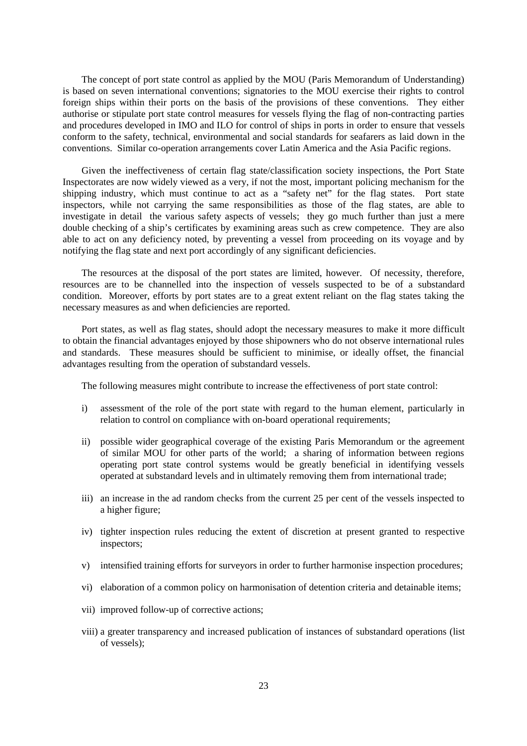The concept of port state control as applied by the MOU (Paris Memorandum of Understanding) is based on seven international conventions; signatories to the MOU exercise their rights to control foreign ships within their ports on the basis of the provisions of these conventions. They either authorise or stipulate port state control measures for vessels flying the flag of non-contracting parties and procedures developed in IMO and ILO for control of ships in ports in order to ensure that vessels conform to the safety, technical, environmental and social standards for seafarers as laid down in the conventions. Similar co-operation arrangements cover Latin America and the Asia Pacific regions.

Given the ineffectiveness of certain flag state/classification society inspections, the Port State Inspectorates are now widely viewed as a very, if not the most, important policing mechanism for the shipping industry, which must continue to act as a "safety net" for the flag states. Port state inspectors, while not carrying the same responsibilities as those of the flag states, are able to investigate in detail the various safety aspects of vessels; they go much further than just a mere double checking of a ship's certificates by examining areas such as crew competence. They are also able to act on any deficiency noted, by preventing a vessel from proceeding on its voyage and by notifying the flag state and next port accordingly of any significant deficiencies.

The resources at the disposal of the port states are limited, however. Of necessity, therefore, resources are to be channelled into the inspection of vessels suspected to be of a substandard condition. Moreover, efforts by port states are to a great extent reliant on the flag states taking the necessary measures as and when deficiencies are reported.

Port states, as well as flag states, should adopt the necessary measures to make it more difficult to obtain the financial advantages enjoyed by those shipowners who do not observe international rules and standards. These measures should be sufficient to minimise, or ideally offset, the financial advantages resulting from the operation of substandard vessels.

The following measures might contribute to increase the effectiveness of port state control:

i) assessment of the role of the port state with regard to the human element, particularly in relation to control on compliance with on-board operational requirements;

ii) possible wider geographical coverage of the existing Paris Memorandum or the agreement of similar MOU for other parts of the world; a sharing of information between regions operating port state control systems would be greatly beneficial in identifying vessels operated at substandard levels and in ultimately removing them from international trade;

iii) an increase in the ad random checks from the current 25 per cent of the vessels inspected to a higher figure;

iv) tighter inspection rules reducing the extent of discretion at present granted to respective inspectors;

v) intensified training efforts for surveyors in order to further harmonise inspection procedures;

vi) elaboration of a common policy on harmonisation of detention criteria and detainable items;

vii) improved follow-up of corrective actions;

viii) a greater transparency and increased publication of instances of substandard operations (list of vessels);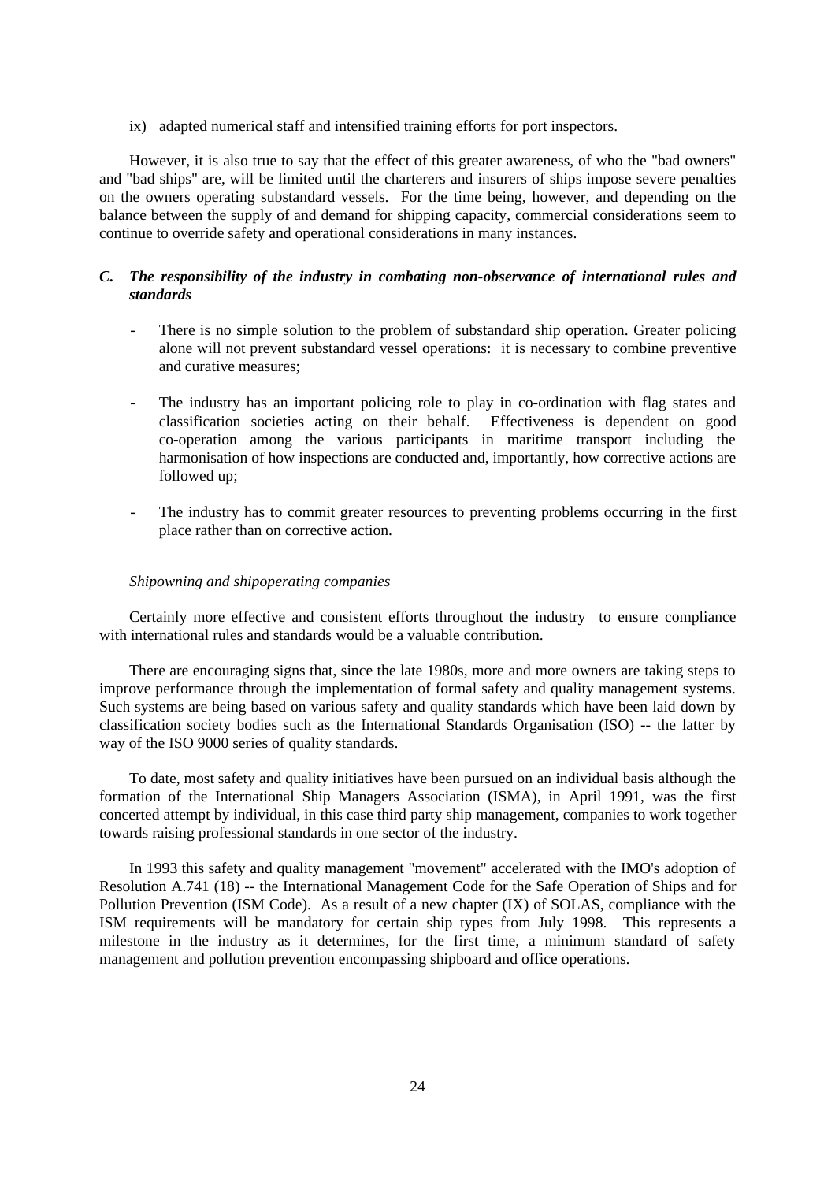ix) adapted numerical staff and intensified training efforts for port inspectors.

However, it is also true to say that the effect of this greater awareness, of who the "bad owners" and "bad ships" are, will be limited until the charterers and insurers of ships impose severe penalties on the owners operating substandard vessels. For the time being, however, and depending on the balance between the supply of and demand for shipping capacity, commercial considerations seem to continue to override safety and operational considerations in many instances.

### *C. The responsibility of the industry in combating non-observance of international rules and standards*

- There is no simple solution to the problem of substandard ship operation. Greater policing alone will not prevent substandard vessel operations: it is necessary to combine preventive and curative measures;

- The industry has an important policing role to play in co-ordination with flag states and classification societies acting on their behalf. Effectiveness is dependent on good co-operation among the various participants in maritime transport including the harmonisation of how inspections are conducted and, importantly, how corrective actions are followed up;

- The industry has to commit greater resources to preventing problems occurring in the first place rather than on corrective action.

*Shipowning and shipoperating companies*

Certainly more effective and consistent efforts throughout the industry to ensure compliance with international rules and standards would be a valuable contribution.

There are encouraging signs that, since the late 1980s, more and more owners are taking steps to improve performance through the implementation of formal safety and quality management systems. Such systems are being based on various safety and quality standards which have been laid down by classification society bodies such as the International Standards Organisation (ISO) -- the latter by way of the ISO 9000 series of quality standards.

To date, most safety and quality initiatives have been pursued on an individual basis although the formation of the International Ship Managers Association (ISMA), in April 1991, was the first concerted attempt by individual, in this case third party ship management, companies to work together towards raising professional standards in one sector of the industry.

In 1993 this safety and quality management "movement" accelerated with the IMO's adoption of Resolution A.741 (18) -- the International Management Code for the Safe Operation of Ships and for Pollution Prevention (ISM Code). As a result of a new chapter (IX) of SOLAS, compliance with the ISM requirements will be mandatory for certain ship types from July 1998. This represents a milestone in the industry as it determines, for the first time, a minimum standard of safety management and pollution prevention encompassing shipboard and office operations.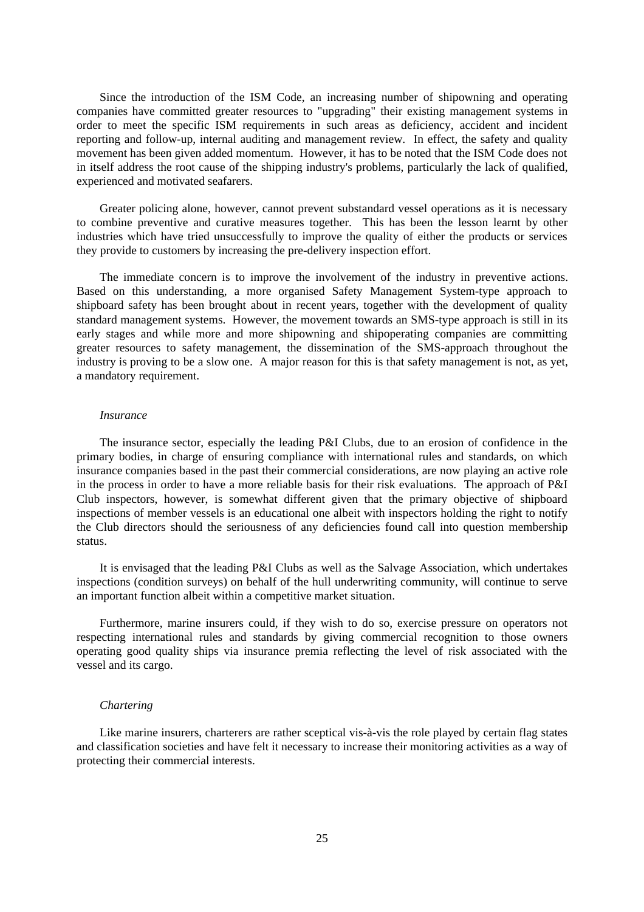Since the introduction of the ISM Code, an increasing number of shipowning and operating companies have committed greater resources to "upgrading" their existing management systems in order to meet the specific ISM requirements in such areas as deficiency, accident and incident reporting and follow-up, internal auditing and management review. In effect, the safety and quality movement has been given added momentum. However, it has to be noted that the ISM Code does not in itself address the root cause of the shipping industry's problems, particularly the lack of qualified, experienced and motivated seafarers.

Greater policing alone, however, cannot prevent substandard vessel operations as it is necessary to combine preventive and curative measures together. This has been the lesson learnt by other industries which have tried unsuccessfully to improve the quality of either the products or services they provide to customers by increasing the pre-delivery inspection effort.

The immediate concern is to improve the involvement of the industry in preventive actions. Based on this understanding, a more organised Safety Management System-type approach to shipboard safety has been brought about in recent years, together with the development of quality standard management systems. However, the movement towards an SMS-type approach is still in its early stages and while more and more shipowning and shipoperating companies are committing greater resources to safety management, the dissemination of the SMS-approach throughout the industry is proving to be a slow one. A major reason for this is that safety management is not, as yet, a mandatory requirement.

*Insurance*

The insurance sector, especially the leading P&I Clubs, due to an erosion of confidence in the primary bodies, in charge of ensuring compliance with international rules and standards, on which insurance companies based in the past their commercial considerations, are now playing an active role in the process in order to have a more reliable basis for their risk evaluations. The approach of P&I Club inspectors, however, is somewhat different given that the primary objective of shipboard inspections of member vessels is an educational one albeit with inspectors holding the right to notify the Club directors should the seriousness of any deficiencies found call into question membership status.

It is envisaged that the leading P&I Clubs as well as the Salvage Association, which undertakes inspections (condition surveys) on behalf of the hull underwriting community, will continue to serve an important function albeit within a competitive market situation.

Furthermore, marine insurers could, if they wish to do so, exercise pressure on operators not respecting international rules and standards by giving commercial recognition to those owners operating good quality ships via insurance premia reflecting the level of risk associated with the vessel and its cargo.

*Chartering*

Like marine insurers, charterers are rather sceptical vis-à-vis the role played by certain flag states and classification societies and have felt it necessary to increase their monitoring activities as a way of protecting their commercial interests.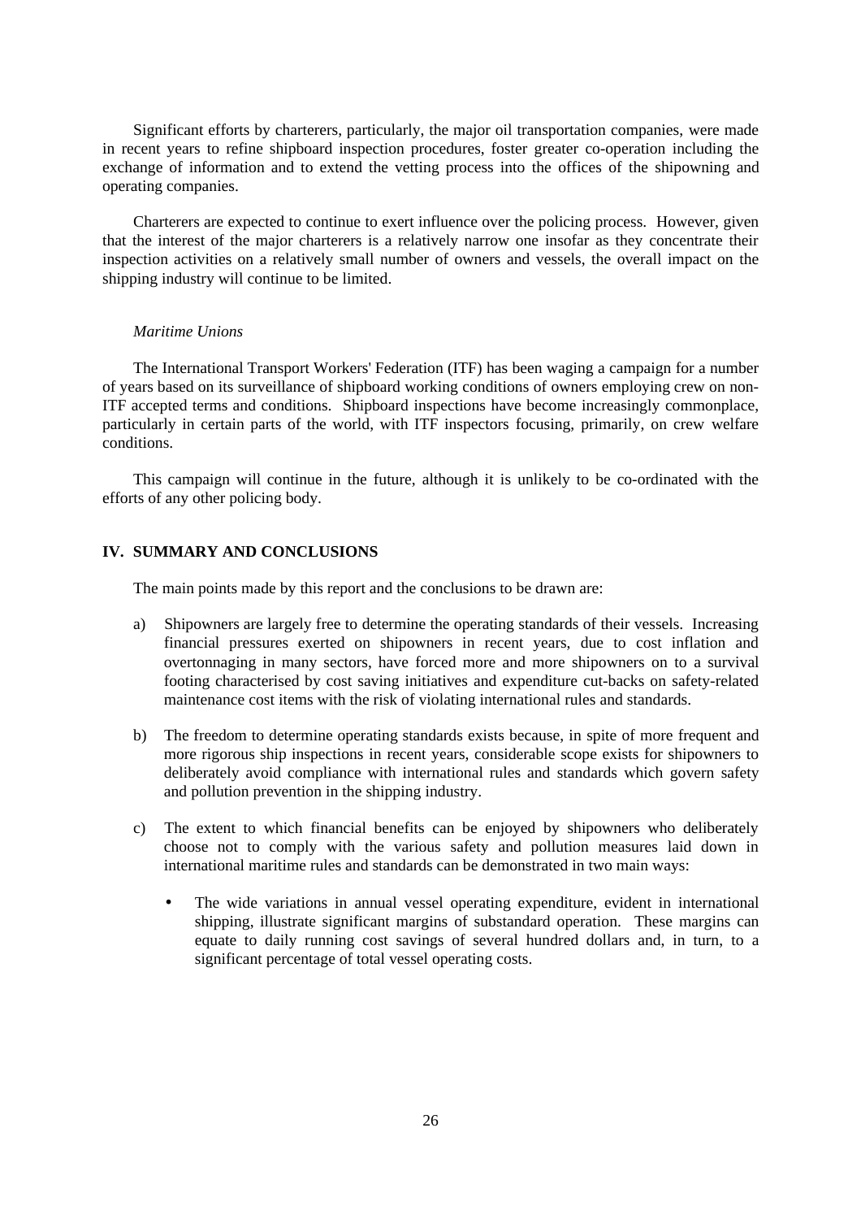Significant efforts by charterers, particularly, the major oil transportation companies, were made in recent years to refine shipboard inspection procedures, foster greater co-operation including the exchange of information and to extend the vetting process into the offices of the shipowning and operating companies.

Charterers are expected to continue to exert influence over the policing process. However, given that the interest of the major charterers is a relatively narrow one insofar as they concentrate their inspection activities on a relatively small number of owners and vessels, the overall impact on the shipping industry will continue to be limited.

*Maritime Unions*

The International Transport Workers' Federation (ITF) has been waging a campaign for a number of years based on its surveillance of shipboard working conditions of owners employing crew on non-ITF accepted terms and conditions. Shipboard inspections have become increasingly commonplace, particularly in certain parts of the world, with ITF inspectors focusing, primarily, on crew welfare conditions.

This campaign will continue in the future, although it is unlikely to be co-ordinated with the efforts of any other policing body.

## IV. SUMMARY AND CONCLUSIONS

The main points made by this report and the conclusions to be drawn are:

a) Shipowners are largely free to determine the operating standards of their vessels. Increasing financial pressures exerted on shipowners in recent years, due to cost inflation and overtonnaging in many sectors, have forced more and more shipowners on to a survival footing characterised by cost saving initiatives and expenditure cut-backs on safety-related maintenance cost items with the risk of violating international rules and standards.

b) The freedom to determine operating standards exists because, in spite of more frequent and more rigorous ship inspections in recent years, considerable scope exists for shipowners to deliberately avoid compliance with international rules and standards which govern safety and pollution prevention in the shipping industry.

c) The extent to which financial benefits can be enjoyed by shipowners who deliberately choose not to comply with the various safety and pollution measures laid down in international maritime rules and standards can be demonstrated in two main ways:

   - The wide variations in annual vessel operating expenditure, evident in international shipping, illustrate significant margins of substandard operation. These margins can equate to daily running cost savings of several hundred dollars and, in turn, to a significant percentage of total vessel operating costs.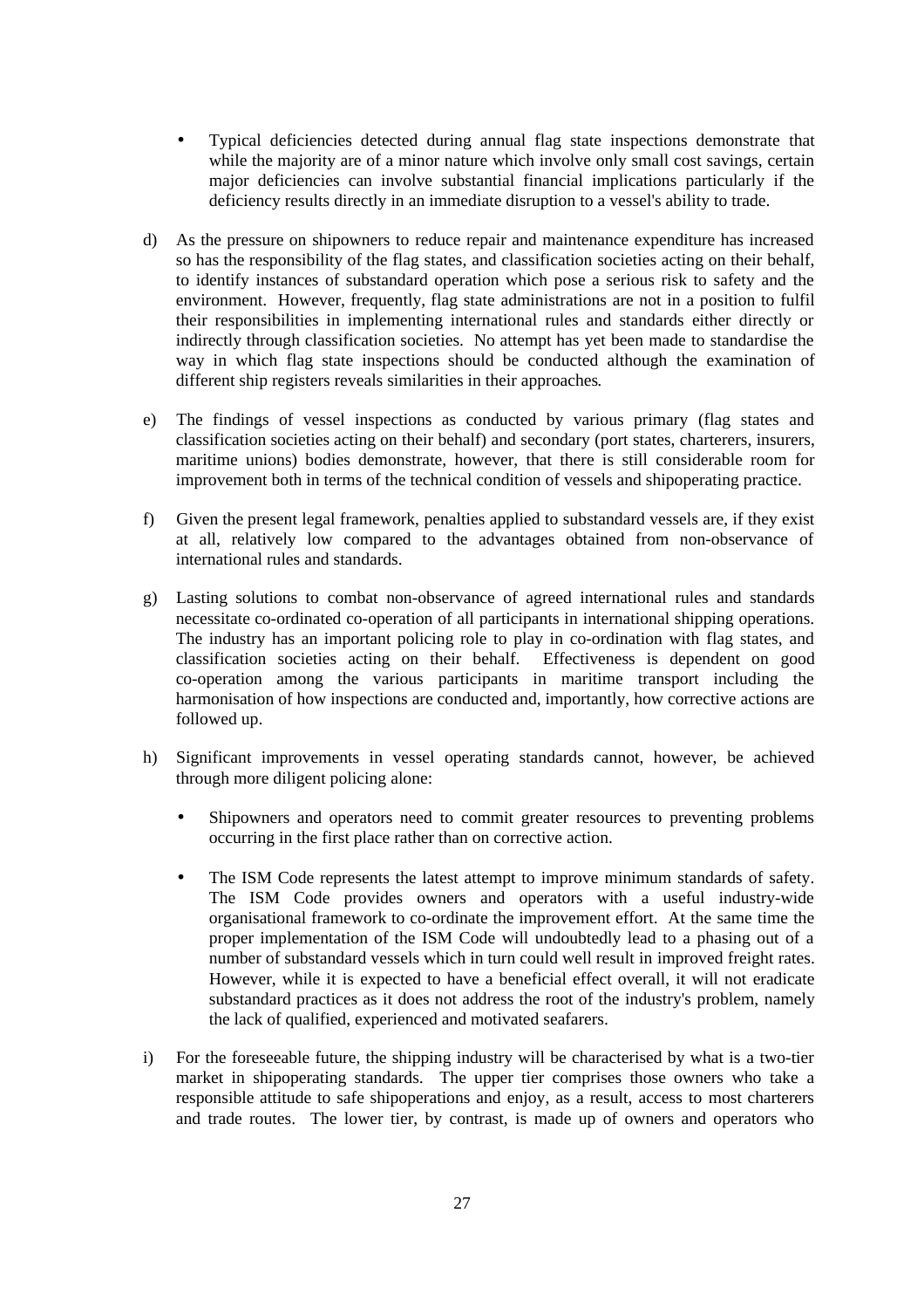- Typical deficiencies detected during annual flag state inspections demonstrate that while the majority are of a minor nature which involve only small cost savings, certain major deficiencies can involve substantial financial implications particularly if the deficiency results directly in an immediate disruption to a vessel's ability to trade.

d) As the pressure on shipowners to reduce repair and maintenance expenditure has increased so has the responsibility of the flag states, and classification societies acting on their behalf, to identify instances of substandard operation which pose a serious risk to safety and the environment. However, frequently, flag state administrations are not in a position to fulfil their responsibilities in implementing international rules and standards either directly or indirectly through classification societies. No attempt has yet been made to standardise the way in which flag state inspections should be conducted although the examination of different ship registers reveals similarities in their approaches.

e) The findings of vessel inspections as conducted by various primary (flag states and classification societies acting on their behalf) and secondary (port states, charterers, insurers, maritime unions) bodies demonstrate, however, that there is still considerable room for improvement both in terms of the technical condition of vessels and shipoperating practice.

f) Given the present legal framework, penalties applied to substandard vessels are, if they exist at all, relatively low compared to the advantages obtained from non-observance of international rules and standards.

g) Lasting solutions to combat non-observance of agreed international rules and standards necessitate co-ordinated co-operation of all participants in international shipping operations. The industry has an important policing role to play in co-ordination with flag states, and classification societies acting on their behalf. Effectiveness is dependent on good co-operation among the various participants in maritime transport including the harmonisation of how inspections are conducted and, importantly, how corrective actions are followed up.

h) Significant improvements in vessel operating standards cannot, however, be achieved through more diligent policing alone:

  - Shipowners and operators need to commit greater resources to preventing problems occurring in the first place rather than on corrective action.

  - The ISM Code represents the latest attempt to improve minimum standards of safety. The ISM Code provides owners and operators with a useful industry-wide organisational framework to co-ordinate the improvement effort. At the same time the proper implementation of the ISM Code will undoubtedly lead to a phasing out of a number of substandard vessels which in turn could well result in improved freight rates. However, while it is expected to have a beneficial effect overall, it will not eradicate substandard practices as it does not address the root of the industry's problem, namely the lack of qualified, experienced and motivated seafarers.

i) For the foreseeable future, the shipping industry will be characterised by what is a two-tier market in shipoperating standards. The upper tier comprises those owners who take a responsible attitude to safe shipoperations and enjoy, as a result, access to most charterers and trade routes. The lower tier, by contrast, is made up of owners and operators who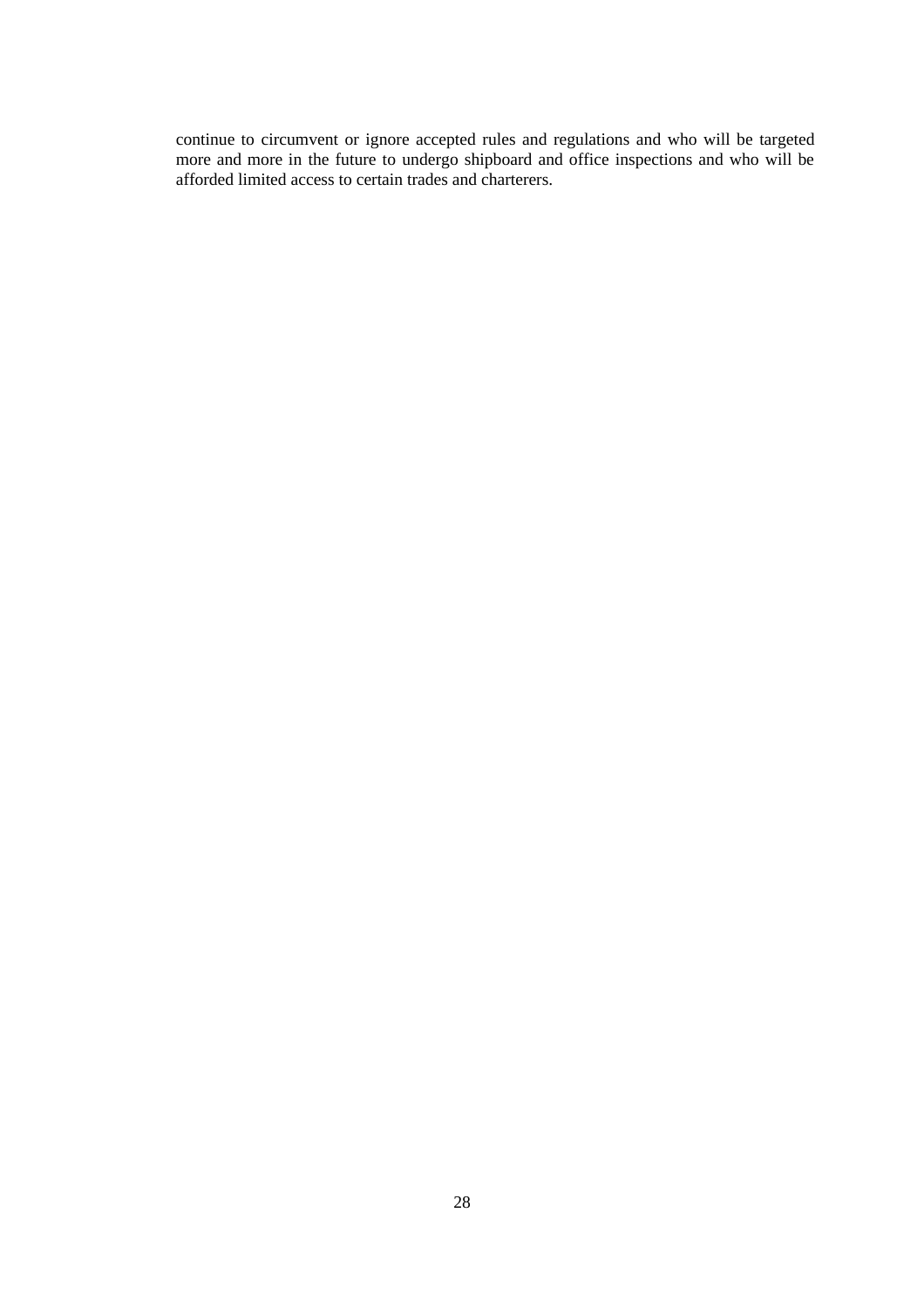continue to circumvent or ignore accepted rules and regulations and who will be targeted more and more in the future to undergo shipboard and office inspections and who will be afforded limited access to certain trades and charterers.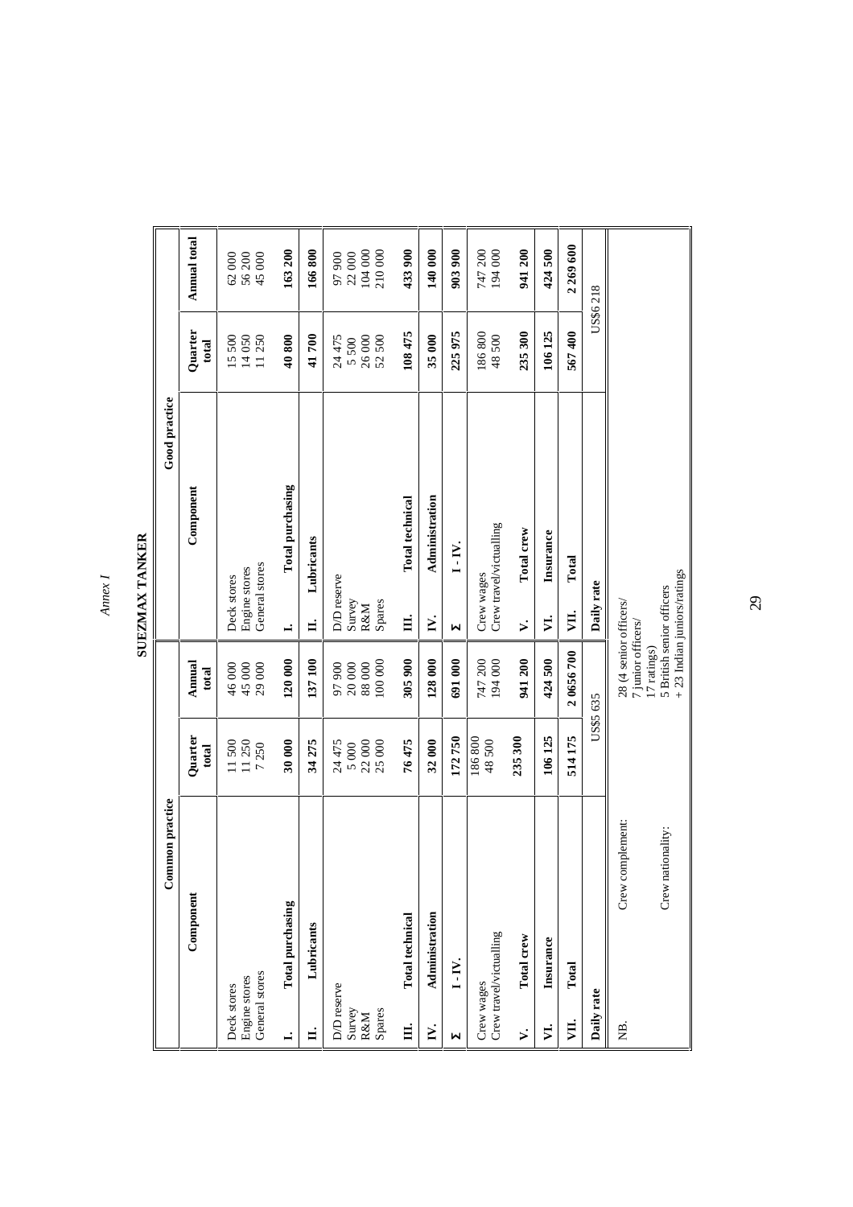*Annex I*

# SUEZMAX TANKER

| Common practice | | | | Good practice | | |
|---|---|---|---|---|---|---|
| **Component** | **Quarter total** | **Annual total** | | **Component** | **Quarter total** | **Annual total** |
| Deck stores<br>Engine stores<br>General stores | 11 500<br>11 250<br>7 250 | 46 000<br>45 000<br>29 000 | | Deck stores<br>Engine stores<br>General stores | 15 500<br>14 050<br>11 250 | 62 000<br>56 200<br>45 000 |
| **I. Total purchasing** | **30 000** | **120 000** | | **I. Total purchasing** | **40 800** | **163 200** |
| **II. Lubricants** | **34 275** | **137 100** | | **II. Lubricants** | **41 700** | **166 800** |
| D/D reserve<br>Survey<br>R&M<br>Spares | 24 475<br>5 000<br>22 000<br>25 000 | 97 900<br>20 000<br>88 000<br>100 000 | | D/D reserve<br>Survey<br>R&M<br>Spares | 24 475<br>5 500<br>26 000<br>52 500 | 97 900<br>22 000<br>104 000<br>210 000 |
| **III. Total technical** | **76 475** | **305 900** | | **III. Total technical** | **108 475** | **433 900** |
| **IV. Administration** | **32 000** | **128 000** | | **IV. Administration** | **35 000** | **140 000** |
| **Σ I - IV.** | **172 750** | **691 000** | | **Σ I - IV.** | **225 975** | **903 900** |
| Crew wages<br>Crew travel/victualling | 186 800<br>48 500 | 747 200<br>194 000 | | Crew wages<br>Crew travel/victualling | 186 800<br>48 500 | 747 200<br>194 000 |
| **V. Total crew** | **235 300** | **941 200** | | **V. Total crew** | **235 300** | **941 200** |
| **VI. Insurance** | **106 125** | **424 500** | | **VI. Insurance** | **106 125** | **424 500** |
| **VII. Total** | **514 175** | **2 0656 700** | | **VII. Total** | **567 400** | **2 269 600** |
| **Daily rate** | US$5 635 | | | **Daily rate** | US$6 218 | |
| NB. Crew complement: | 28 (4 senior officers/ 7 junior officers/ 17 ratings) | | | | | |
| Crew nationality: | 5 British senior officers + 23 Indian juniors/ratings | | | | | |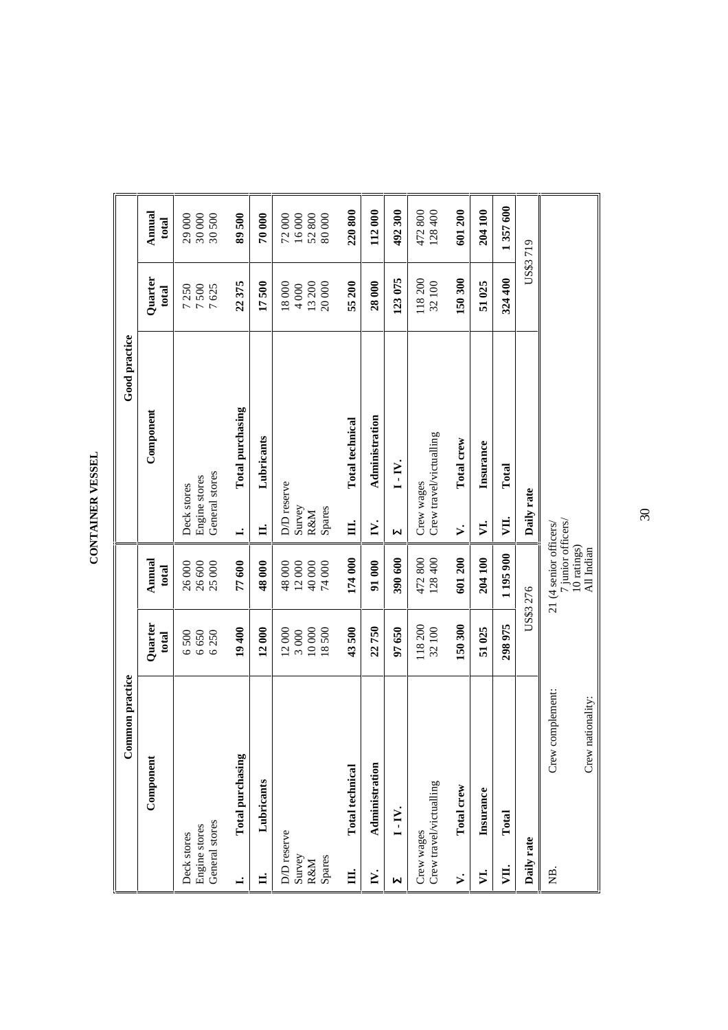# CONTAINER VESSEL

| Common practice | | | Good practice | | |
|---|---|---|---|---|---|
| **Component** | **Quarter total** | **Annual total** | **Component** | **Quarter total** | **Annual total** |
| Deck stores | 6 500 | 26 000 | Deck stores | 7 250 | 29 000 |
| Engine stores | 6 650 | 26 600 | Engine stores | 7 500 | 30 000 |
| General stores | 6 250 | 25 000 | General stores | 7 625 | 30 500 |
| **I. Total purchasing** | **19 400** | **77 600** | **I. Total purchasing** | **22 375** | **89 500** |
| **II. Lubricants** | **12 000** | **48 000** | **II. Lubricants** | **17 500** | **70 000** |
| D/D reserve | 12 000 | 48 000 | D/D reserve | 18 000 | 72 000 |
| Survey | 3 000 | 12 000 | Survey | 4 000 | 16 000 |
| R&M | 10 000 | 40 000 | R&M | 13 200 | 52 800 |
| Spares | 18 500 | 74 000 | Spares | 20 000 | 80 000 |
| **III. Total technical** | **43 500** | **174 000** | **III. Total technical** | **55 200** | **220 800** |
| **IV. Administration** | **22 750** | **91 000** | **IV. Administration** | **28 000** | **112 000** |
| **Σ I - IV.** | **97 650** | **390 600** | **Σ I - IV.** | **123 075** | **492 300** |
| Crew wages | 118 200 | 472 800 | Crew wages | 118 200 | 472 800 |
| Crew travel/victualling | 32 100 | 128 400 | Crew travel/victualling | 32 100 | 128 400 |
| **V. Total crew** | **150 300** | **601 200** | **V. Total crew** | **150 300** | **601 200** |
| **VI. Insurance** | **51 025** | **204 100** | **VI. Insurance** | **51 025** | **204 100** |
| **VII. Total** | **298 975** | **1 195 900** | **VII. Total** | **324 400** | **1 357 600** |
| **Daily rate** | US$3 276 | | **Daily rate** | US$3 719 | |

NB. Crew complement: 21 (4 senior officers/ 7 junior officers/ 10 ratings)

Crew nationality: All Indian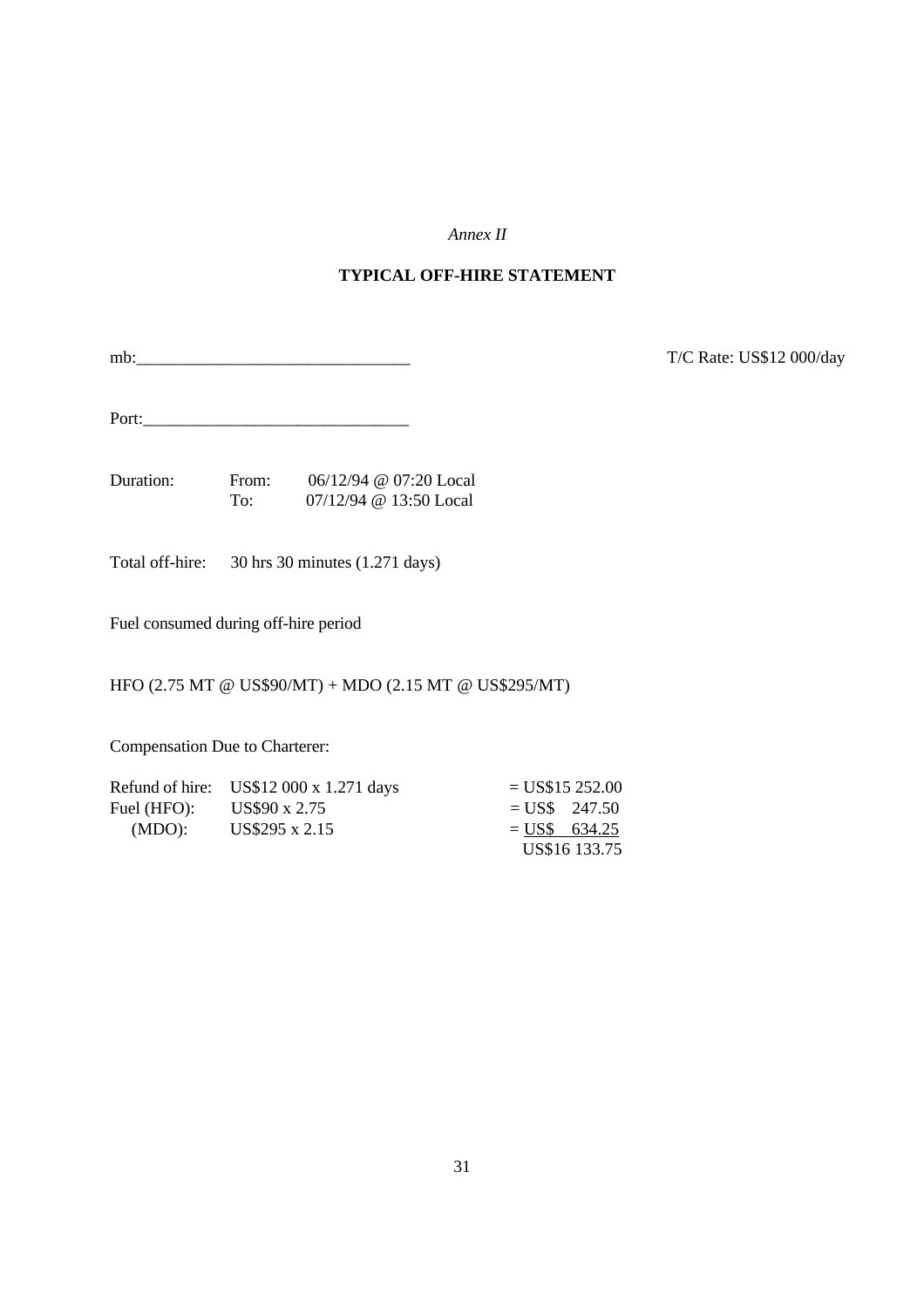*Annex II*

## TYPICAL OFF-HIRE STATEMENT

mb:________________________________ T/C Rate: US$12 000/day

Port:_______________________________

| | | |
|---|---|---|
| Duration: | From: | 06/12/94 @ 07:20 Local |
| | To: | 07/12/94 @ 13:50 Local |

Total off-hire: 30 hrs 30 minutes (1.271 days)

Fuel consumed during off-hire period

HFO (2.75 MT @ US$90/MT) + MDO (2.15 MT @ US$295/MT)

Compensation Due to Charterer:

| | | |
|---|---|---|
| Refund of hire: | US$12 000 x 1.271 days | = US$15 252.00 |
| Fuel (HFO): | US$90 x 2.75 | = US$ 247.50 |
| (MDO): | US$295 x 2.15 | = US$ 634.25 |
| | | US$16 133.75 |